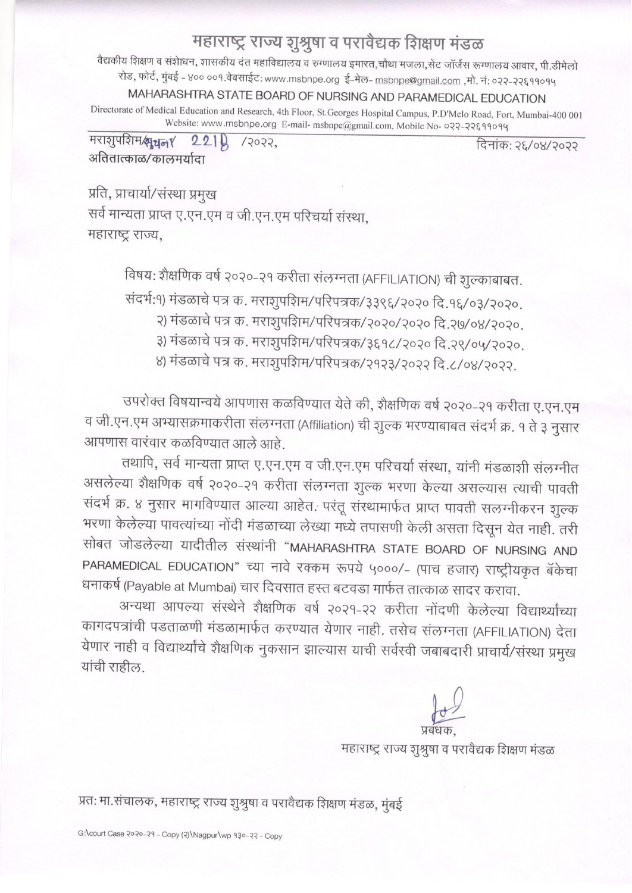# महाराष्ट्र राज्य शुश्रुषा व परावैद्यक शिक्षण मंडळ

वैद्यकीय शिक्षण व संशोधन, शासकीय दंत महाविद्यालय व रुग्णालय इमारत, चौथा मजला, सेंट जॉर्जेस रूग्णालय आवार, पी.डीमेलो रोड, फोर्ट, मुंबई - ४०० ००१. वेबसाईट: www.msbnpe.org ई-मेल- msbnpe@gmail.com ,मो. नं: ०२२-२२६११०१५

## MAHARASHTRA STATE BOARD OF NURSING AND PARAMEDICAL EDUCATION

Directorate of Medical Education and Research, 4th Floor, St.Georges Hospital Campus, P.D'Melo Road, Fort, Mumbai-400 001
Website: www.msbnpe.org E-mail- msbnpe@gmail.com, Mobile No- ०२२-२२६११०१५

मराशुपशिम/सूचना/ 2218 /२०२२, दिनांक: २६/०४/२०२२

अतितात्काळ/कालमर्यादा

प्रति, प्राचार्या/संस्था प्रमुख
सर्व मान्यता प्राप्त ए.एन.एम व जी.एन.एम परिचर्या संस्था,
महाराष्ट्र राज्य,

विषय: शैक्षणिक वर्ष २०२०-२१ करीता संलग्नता (AFFILIATION) ची शुल्काबाबत.

संदर्भ:१) मंडळाचे पत्र क. मराशुपशिम/परिपत्रक/३३९६/२०२० दि.१६/०३/२०२०.
२) मंडळाचे पत्र क. मराशुपशिम/परिपत्रक/२०२०/२०२० दि.२७/०४/२०२०.
३) मंडळाचे पत्र क. मराशुपशिम/परिपत्रक/३६१८/२०२० दि.२९/०५/२०२०.
४) मंडळाचे पत्र क. मराशुपशिम/परिपत्रक/२१२३/२०२२ दि.८/०४/२०२२.

उपरोक्त विषयान्वये आपणास कळविण्यात येते की, शैक्षणिक वर्ष २०२०-२१ करीता ए.एन.एम व जी.एन.एम अभ्यासक्रमाकरीता संलग्नता (Affiliation) ची शुल्क भरण्याबाबत संदर्भ क्र. १ ते ३ नुसार आपणास वारंवार कळविण्यात आले आहे.

तथापि, सर्व मान्यता प्राप्त ए.एन.एम व जी.एन.एम परिचर्या संस्था, यांनी मंडळाशी संलग्नीत असलेल्या शैक्षणिक वर्ष २०२०-२१ करीता संलग्नता शुल्क भरणा केल्या असल्यास त्याची पावती संदर्भ क्र. ४ नुसार मागविण्यात आल्या आहेत. परंतू संस्थामार्फत प्राप्त पावती सलग्नीकरन शुल्क भरणा केलेल्या पावत्यांच्या नोंदी मंडळाच्या लेख्या मध्ये तपासणी केली असता दिसून येत नाही. तरी सोबत जोडलेल्या यादीतील संस्थांनी "MAHARASHTRA STATE BOARD OF NURSING AND PARAMEDICAL EDUCATION" च्या नावे रक्कम रूपये ५०००/- (पाच हजार) राष्ट्रीयकृत बॅकेचा धनाकर्ष (Payable at Mumbai) चार दिवसात हस्त बटवडा मार्फत तात्काळ सादर करावा.

अन्यथा आपल्या संस्थेने शैक्षणिक वर्ष २०२१-२२ करीता नोंदणी केलेल्या विद्यार्थ्यांच्या कागदपत्रांची पडताळणी मंडळामार्फत करण्यात येणार नाही. तसेच संलग्नता (AFFILIATION) देता येणार नाही व विद्यार्थ्यांचे शैक्षणिक नुकसान झाल्यास याची सर्वस्वी जबाबदारी प्राचार्य/संस्था प्रमुख यांची राहील.

प्रबंधक,
महाराष्ट्र राज्य शुश्रुषा व परावैद्यक शिक्षण मंडळ

प्रत: मा.संचालक, महाराष्ट्र राज्य शुश्रुषा व परावैद्यक शिक्षण मंडळ, मुंबई

G:\court Case २०२०-२१ - Copy (२)\Nagpur\wp १३०-२२ - Copy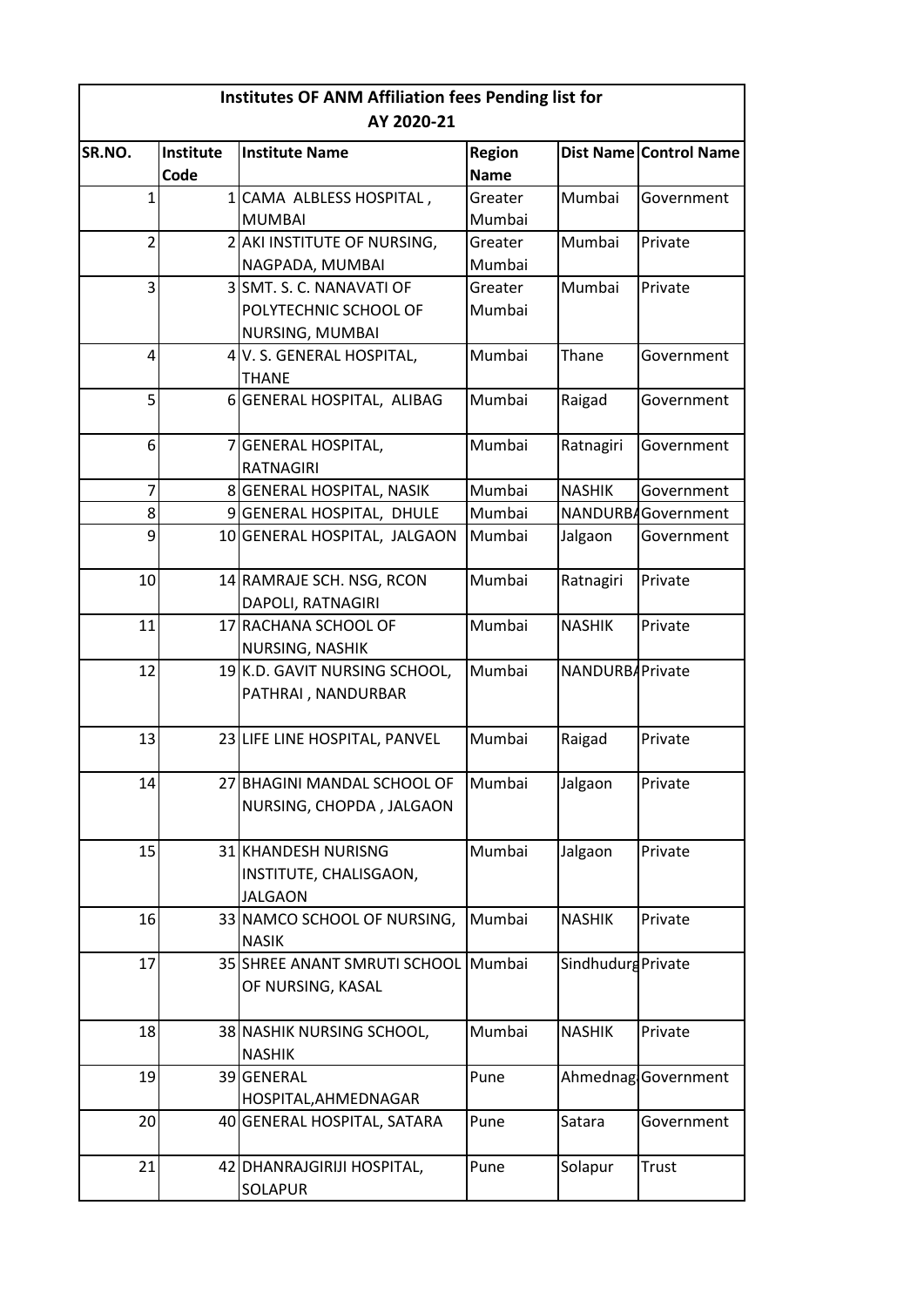| Institutes OF ANM Affiliation fees Pending list for AY 2020-21 | | | | | |
|---|---|---|---|---|---|
| SR.NO. | Institute Code | Institute Name | Region Name | Dist Name | Control Name |
| 1 | 1 | CAMA ALBLESS HOSPITAL , MUMBAI | Greater Mumbai | Mumbai | Government |
| 2 | 2 | AKI INSTITUTE OF NURSING, NAGPADA, MUMBAI | Greater Mumbai | Mumbai | Private |
| 3 | 3 | SMT. S. C. NANAVATI OF POLYTECHNIC SCHOOL OF NURSING, MUMBAI | Greater Mumbai | Mumbai | Private |
| 4 | 4 | V. S. GENERAL HOSPITAL, THANE | Mumbai | Thane | Government |
| 5 | 6 | GENERAL HOSPITAL, ALIBAG | Mumbai | Raigad | Government |
| 6 | 7 | GENERAL HOSPITAL, RATNAGIRI | Mumbai | Ratnagiri | Government |
| 7 | 8 | GENERAL HOSPITAL, NASIK | Mumbai | NASHIK | Government |
| 8 | 9 | GENERAL HOSPITAL, DHULE | Mumbai | NANDURBA | Government |
| 9 | 10 | GENERAL HOSPITAL, JALGAON | Mumbai | Jalgaon | Government |
| 10 | 14 | RAMRAJE SCH. NSG, RCON DAPOLI, RATNAGIRI | Mumbai | Ratnagiri | Private |
| 11 | 17 | RACHANA SCHOOL OF NURSING, NASHIK | Mumbai | NASHIK | Private |
| 12 | 19 | K.D. GAVIT NURSING SCHOOL, PATHRAI , NANDURBAR | Mumbai | NANDURBA | Private |
| 13 | 23 | LIFE LINE HOSPITAL, PANVEL | Mumbai | Raigad | Private |
| 14 | 27 | BHAGINI MANDAL SCHOOL OF NURSING, CHOPDA , JALGAON | Mumbai | Jalgaon | Private |
| 15 | 31 | KHANDESH NURISNG INSTITUTE, CHALISGAON, JALGAON | Mumbai | Jalgaon | Private |
| 16 | 33 | NAMCO SCHOOL OF NURSING, NASIK | Mumbai | NASHIK | Private |
| 17 | 35 | SHREE ANANT SMRUTI SCHOOL OF NURSING, KASAL | Mumbai | Sindhudurg | Private |
| 18 | 38 | NASHIK NURSING SCHOOL, NASHIK | Mumbai | NASHIK | Private |
| 19 | 39 | GENERAL HOSPITAL,AHMEDNAGAR | Pune | Ahmednag | Government |
| 20 | 40 | GENERAL HOSPITAL, SATARA | Pune | Satara | Government |
| 21 | 42 | DHANRAJGIRIJI HOSPITAL, SOLAPUR | Pune | Solapur | Trust |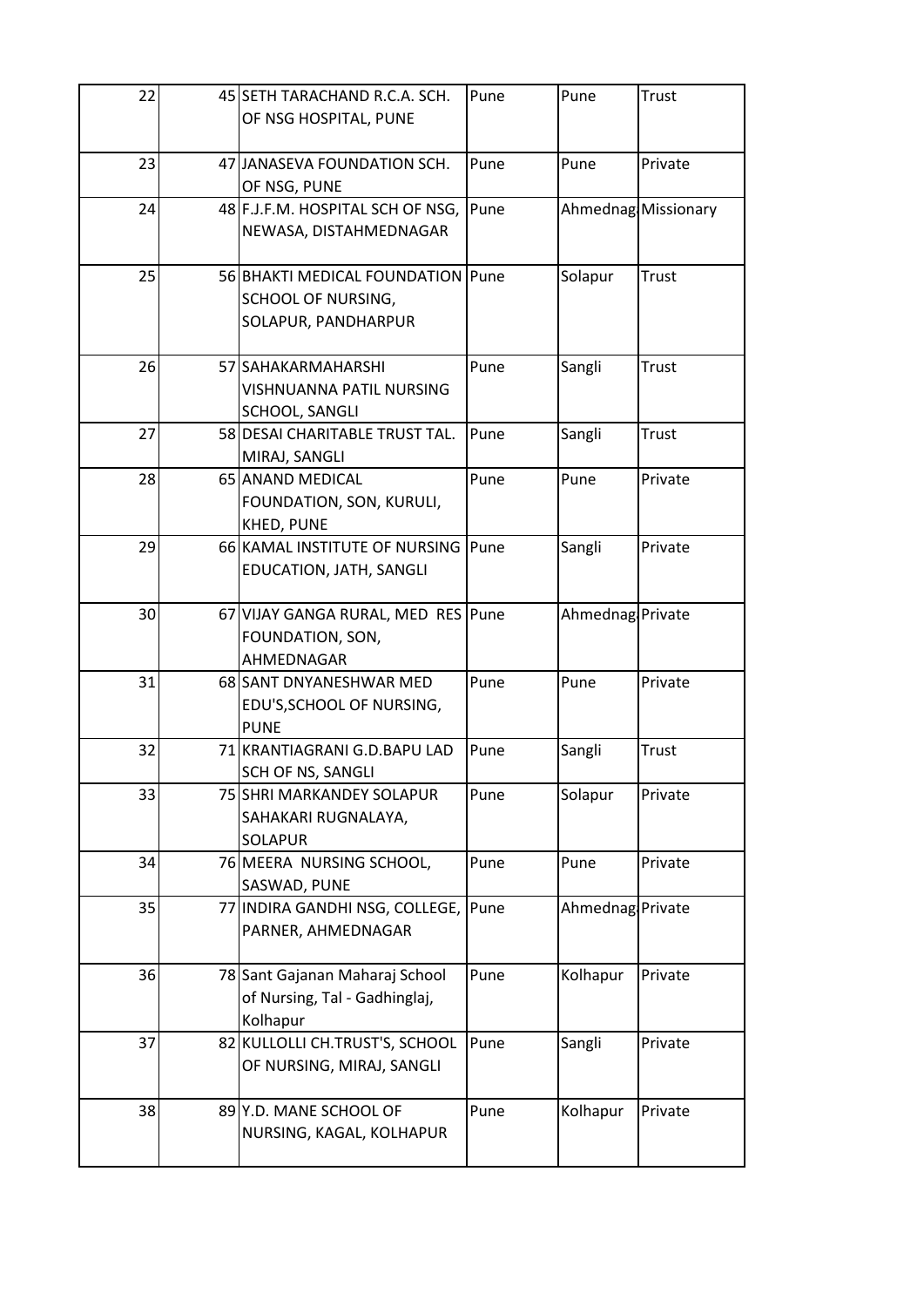| 22 | 45 | SETH TARACHAND R.C.A. SCH. OF NSG HOSPITAL, PUNE | Pune | Pune | Trust |
|---|---|---|---|---|---|
| 23 | 47 | JANASEVA FOUNDATION SCH. OF NSG, PUNE | Pune | Pune | Private |
| 24 | 48 | F.J.F.M. HOSPITAL SCH OF NSG, NEWASA, DISTAHMEDNAGAR | Pune | Ahmednag | Missionary |
| 25 | 56 | BHAKTI MEDICAL FOUNDATION SCHOOL OF NURSING, SOLAPUR, PANDHARPUR | Pune | Solapur | Trust |
| 26 | 57 | SAHAKARMAHARSHI VISHNUANNA PATIL NURSING SCHOOL, SANGLI | Pune | Sangli | Trust |
| 27 | 58 | DESAI CHARITABLE TRUST TAL. MIRAJ, SANGLI | Pune | Sangli | Trust |
| 28 | 65 | ANAND MEDICAL FOUNDATION, SON, KURULI, KHED, PUNE | Pune | Pune | Private |
| 29 | 66 | KAMAL INSTITUTE OF NURSING EDUCATION, JATH, SANGLI | Pune | Sangli | Private |
| 30 | 67 | VIJAY GANGA RURAL, MED RES FOUNDATION, SON, AHMEDNAGAR | Pune | Ahmednag | Private |
| 31 | 68 | SANT DNYANESHWAR MED EDU'S,SCHOOL OF NURSING, PUNE | Pune | Pune | Private |
| 32 | 71 | KRANTIAGRANI G.D.BAPU LAD SCH OF NS, SANGLI | Pune | Sangli | Trust |
| 33 | 75 | SHRI MARKANDEY SOLAPUR SAHAKARI RUGNALAYA, SOLAPUR | Pune | Solapur | Private |
| 34 | 76 | MEERA NURSING SCHOOL, SASWAD, PUNE | Pune | Pune | Private |
| 35 | 77 | INDIRA GANDHI NSG, COLLEGE, PARNER, AHMEDNAGAR | Pune | Ahmednag | Private |
| 36 | 78 | Sant Gajanan Maharaj School of Nursing, Tal - Gadhinglaj, Kolhapur | Pune | Kolhapur | Private |
| 37 | 82 | KULLOLLI CH.TRUST'S, SCHOOL OF NURSING, MIRAJ, SANGLI | Pune | Sangli | Private |
| 38 | 89 | Y.D. MANE SCHOOL OF NURSING, KAGAL, KOLHAPUR | Pune | Kolhapur | Private |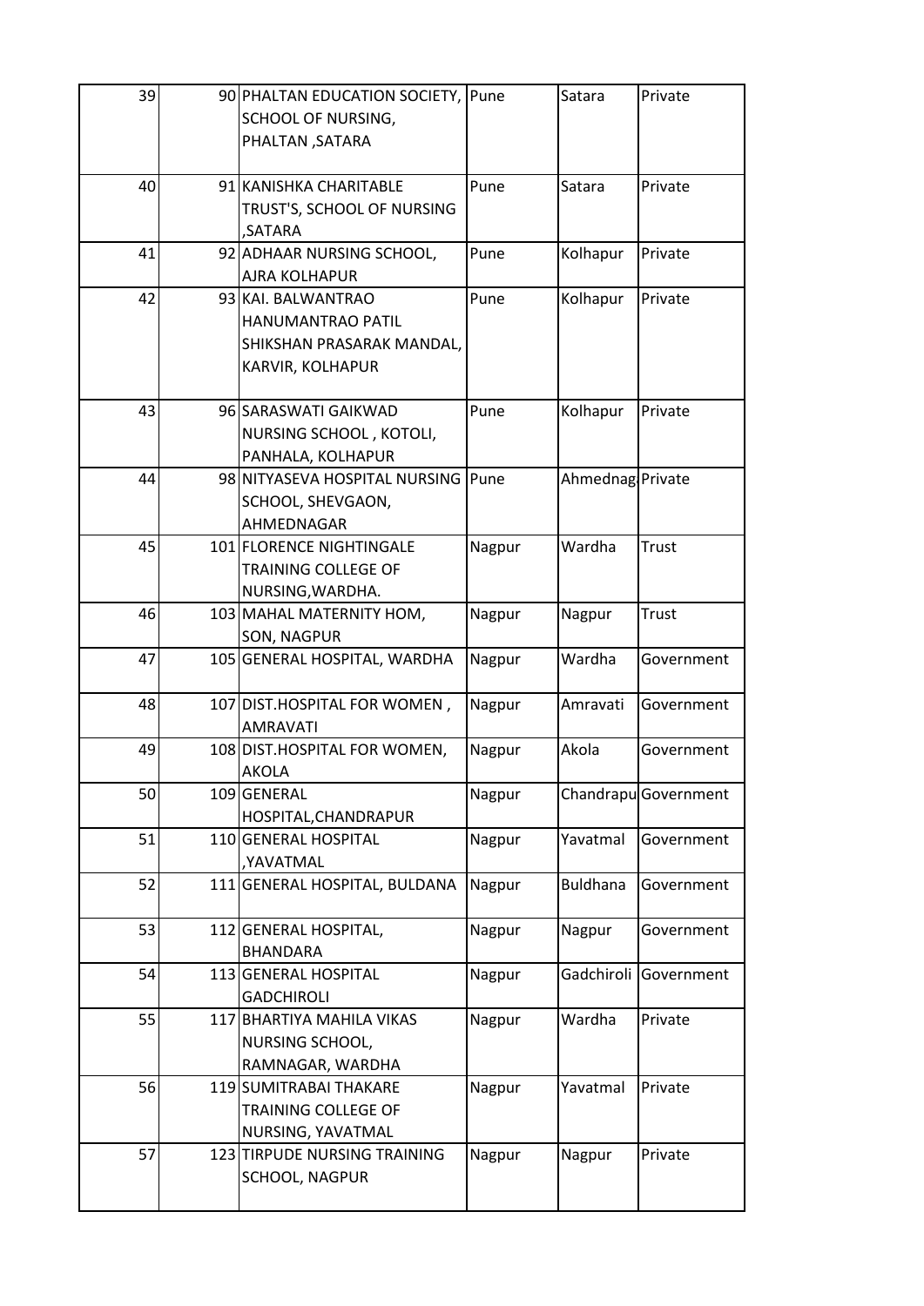| | | | | | |
|---|---|---|---|---|---|
| 39 | 90 | PHALTAN EDUCATION SOCIETY, SCHOOL OF NURSING, PHALTAN ,SATARA | Pune | Satara | Private |
| 40 | 91 | KANISHKA CHARITABLE TRUST'S, SCHOOL OF NURSING ,SATARA | Pune | Satara | Private |
| 41 | 92 | ADHAAR NURSING SCHOOL, AJRA KOLHAPUR | Pune | Kolhapur | Private |
| 42 | 93 | KAI. BALWANTRAO HANUMANTRAO PATIL SHIKSHAN PRASARAK MANDAL, KARVIR, KOLHAPUR | Pune | Kolhapur | Private |
| 43 | 96 | SARASWATI GAIKWAD NURSING SCHOOL , KOTOLI, PANHALA, KOLHAPUR | Pune | Kolhapur | Private |
| 44 | 98 | NITYASEVA HOSPITAL NURSING SCHOOL, SHEVGAON, AHMEDNAGAR | Pune | Ahmednag | Private |
| 45 | 101 | FLORENCE NIGHTINGALE TRAINING COLLEGE OF NURSING,WARDHA. | Nagpur | Wardha | Trust |
| 46 | 103 | MAHAL MATERNITY HOM, SON, NAGPUR | Nagpur | Nagpur | Trust |
| 47 | 105 | GENERAL HOSPITAL, WARDHA | Nagpur | Wardha | Government |
| 48 | 107 | DIST.HOSPITAL FOR WOMEN , AMRAVATI | Nagpur | Amravati | Government |
| 49 | 108 | DIST.HOSPITAL FOR WOMEN, AKOLA | Nagpur | Akola | Government |
| 50 | 109 | GENERAL HOSPITAL,CHANDRAPUR | Nagpur | Chandrapu | Government |
| 51 | 110 | GENERAL HOSPITAL ,YAVATMAL | Nagpur | Yavatmal | Government |
| 52 | 111 | GENERAL HOSPITAL, BULDANA | Nagpur | Buldhana | Government |
| 53 | 112 | GENERAL HOSPITAL, BHANDARA | Nagpur | Nagpur | Government |
| 54 | 113 | GENERAL HOSPITAL GADCHIROLI | Nagpur | Gadchiroli | Government |
| 55 | 117 | BHARTIYA MAHILA VIKAS NURSING SCHOOL, RAMNAGAR, WARDHA | Nagpur | Wardha | Private |
| 56 | 119 | SUMITRABAI THAKARE TRAINING COLLEGE OF NURSING, YAVATMAL | Nagpur | Yavatmal | Private |
| 57 | 123 | TIRPUDE NURSING TRAINING SCHOOL, NAGPUR | Nagpur | Nagpur | Private |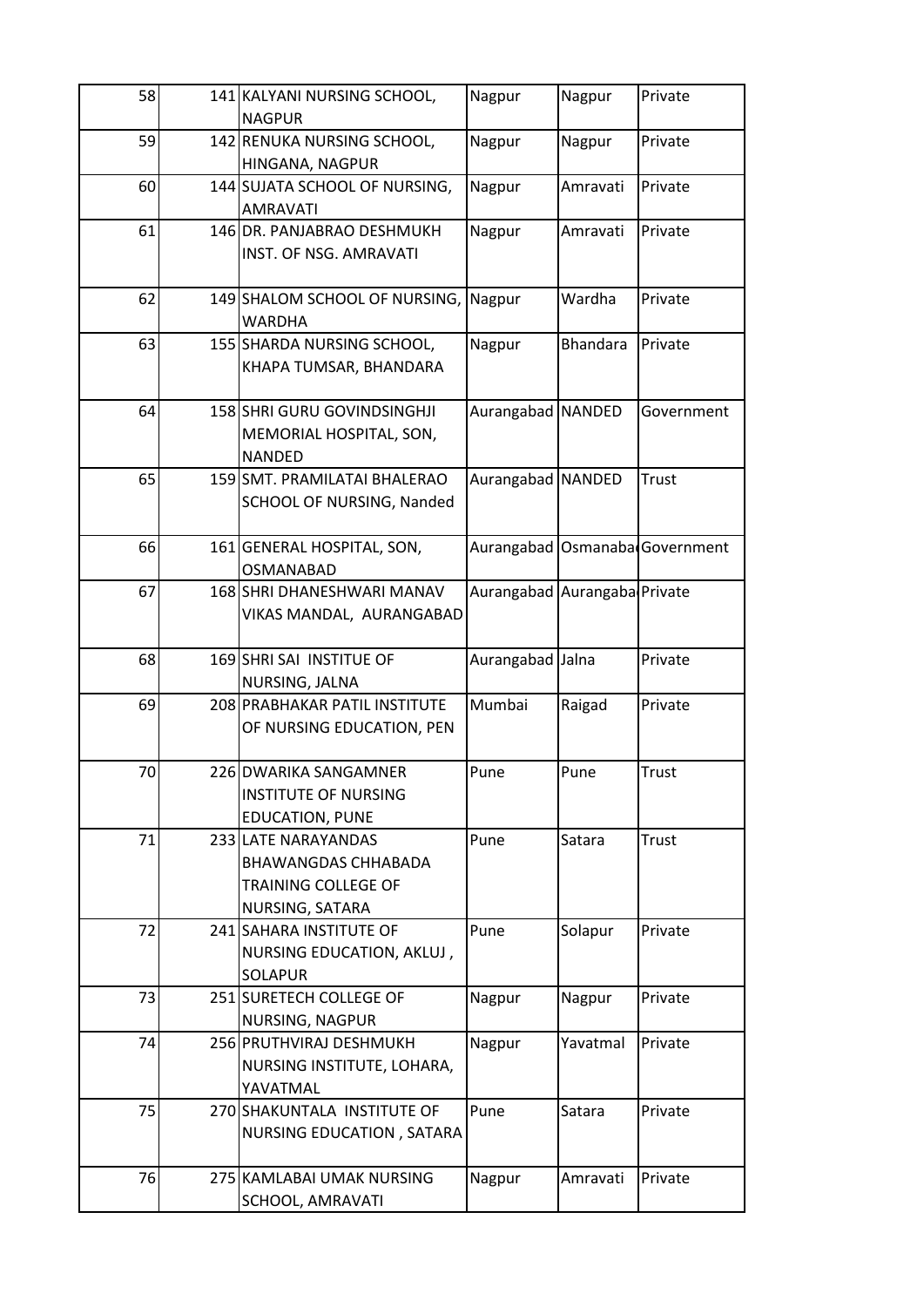| | | | | | |
|---|---|---|---|---|---|
| 58 | 141 | KALYANI NURSING SCHOOL, NAGPUR | Nagpur | Nagpur | Private |
| 59 | 142 | RENUKA NURSING SCHOOL, HINGANA, NAGPUR | Nagpur | Nagpur | Private |
| 60 | 144 | SUJATA SCHOOL OF NURSING, AMRAVATI | Nagpur | Amravati | Private |
| 61 | 146 | DR. PANJABRAO DESHMUKH INST. OF NSG. AMRAVATI | Nagpur | Amravati | Private |
| 62 | 149 | SHALOM SCHOOL OF NURSING, WARDHA | Nagpur | Wardha | Private |
| 63 | 155 | SHARDA NURSING SCHOOL, KHAPA TUMSAR, BHANDARA | Nagpur | Bhandara | Private |
| 64 | 158 | SHRI GURU GOVINDSINGHJI MEMORIAL HOSPITAL, SON, NANDED | Aurangabad | NANDED | Government |
| 65 | 159 | SMT. PRAMILATAI BHALERAO SCHOOL OF NURSING, Nanded | Aurangabad | NANDED | Trust |
| 66 | 161 | GENERAL HOSPITAL, SON, OSMANABAD | Aurangabad | Osmanaba | Government |
| 67 | 168 | SHRI DHANESHWARI MANAV VIKAS MANDAL, AURANGABAD | Aurangabad | Aurangaba | Private |
| 68 | 169 | SHRI SAI INSTITUE OF NURSING, JALNA | Aurangabad | Jalna | Private |
| 69 | 208 | PRABHAKAR PATIL INSTITUTE OF NURSING EDUCATION, PEN | Mumbai | Raigad | Private |
| 70 | 226 | DWARIKA SANGAMNER INSTITUTE OF NURSING EDUCATION, PUNE | Pune | Pune | Trust |
| 71 | 233 | LATE NARAYANDAS BHAWANGDAS CHHABADA TRAINING COLLEGE OF NURSING, SATARA | Pune | Satara | Trust |
| 72 | 241 | SAHARA INSTITUTE OF NURSING EDUCATION, AKLUJ , SOLAPUR | Pune | Solapur | Private |
| 73 | 251 | SURETECH COLLEGE OF NURSING, NAGPUR | Nagpur | Nagpur | Private |
| 74 | 256 | PRUTHVIRAJ DESHMUKH NURSING INSTITUTE, LOHARA, YAVATMAL | Nagpur | Yavatmal | Private |
| 75 | 270 | SHAKUNTALA INSTITUTE OF NURSING EDUCATION , SATARA | Pune | Satara | Private |
| 76 | 275 | KAMLABAI UMAK NURSING SCHOOL, AMRAVATI | Nagpur | Amravati | Private |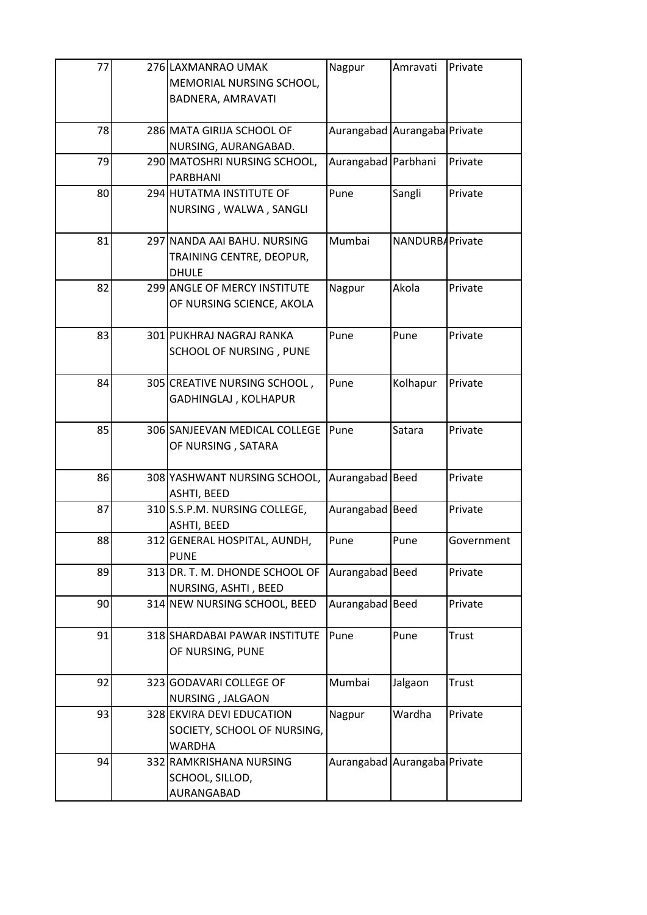| | | | | | |
|---|---|---|---|---|---|
| 77 | 276 | LAXMANRAO UMAK MEMORIAL NURSING SCHOOL, BADNERA, AMRAVATI | Nagpur | Amravati | Private |
| 78 | 286 | MATA GIRIJA SCHOOL OF NURSING, AURANGABAD. | Aurangabad | Aurangaba | Private |
| 79 | 290 | MATOSHRI NURSING SCHOOL, PARBHANI | Aurangabad | Parbhani | Private |
| 80 | 294 | HUTATMA INSTITUTE OF NURSING , WALWA , SANGLI | Pune | Sangli | Private |
| 81 | 297 | NANDA AAI BAHU. NURSING TRAINING CENTRE, DEOPUR, DHULE | Mumbai | NANDURBA | Private |
| 82 | 299 | ANGLE OF MERCY INSTITUTE OF NURSING SCIENCE, AKOLA | Nagpur | Akola | Private |
| 83 | 301 | PUKHRAJ NAGRAJ RANKA SCHOOL OF NURSING , PUNE | Pune | Pune | Private |
| 84 | 305 | CREATIVE NURSING SCHOOL , GADHINGLAJ , KOLHAPUR | Pune | Kolhapur | Private |
| 85 | 306 | SANJEEVAN MEDICAL COLLEGE OF NURSING , SATARA | Pune | Satara | Private |
| 86 | 308 | YASHWANT NURSING SCHOOL, ASHTI, BEED | Aurangabad | Beed | Private |
| 87 | 310 | S.S.P.M. NURSING COLLEGE, ASHTI, BEED | Aurangabad | Beed | Private |
| 88 | 312 | GENERAL HOSPITAL, AUNDH, PUNE | Pune | Pune | Government |
| 89 | 313 | DR. T. M. DHONDE SCHOOL OF NURSING, ASHTI , BEED | Aurangabad | Beed | Private |
| 90 | 314 | NEW NURSING SCHOOL, BEED | Aurangabad | Beed | Private |
| 91 | 318 | SHARDABAI PAWAR INSTITUTE OF NURSING, PUNE | Pune | Pune | Trust |
| 92 | 323 | GODAVARI COLLEGE OF NURSING , JALGAON | Mumbai | Jalgaon | Trust |
| 93 | 328 | EKVIRA DEVI EDUCATION SOCIETY, SCHOOL OF NURSING, WARDHA | Nagpur | Wardha | Private |
| 94 | 332 | RAMKRISHANA NURSING SCHOOL, SILLOD, AURANGABAD | Aurangabad | Aurangaba | Private |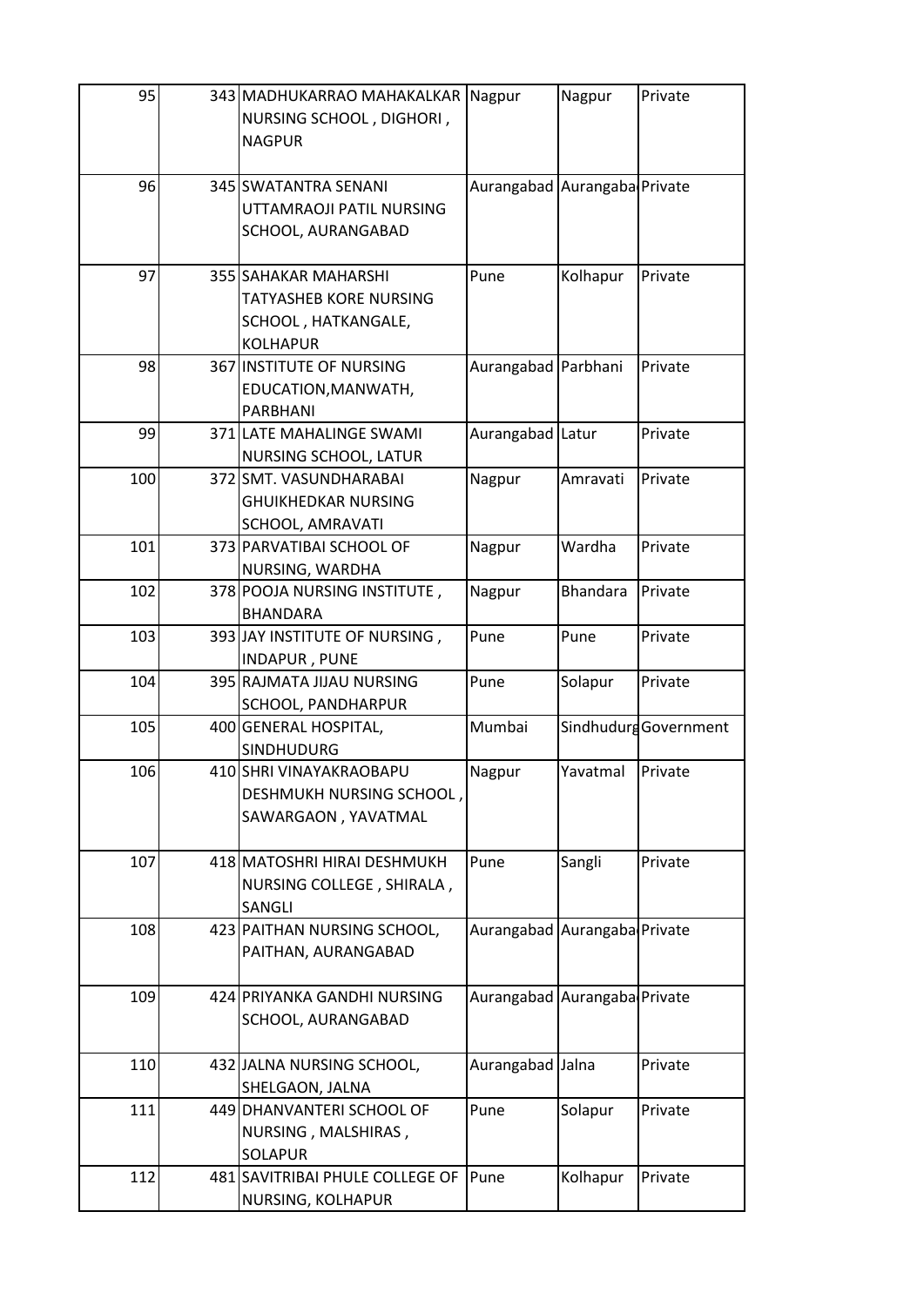| | | | | | |
|---|---|---|---|---|---|
| 95 | 343 | MADHUKARRAO MAHAKALKAR NURSING SCHOOL , DIGHORI , NAGPUR | Nagpur | Nagpur | Private |
| 96 | 345 | SWATANTRA SENANI UTTAMRAOJI PATIL NURSING SCHOOL, AURANGABAD | Aurangabad | Aurangaba | Private |
| 97 | 355 | SAHAKAR MAHARSHI TATYASHEB KORE NURSING SCHOOL , HATKANGALE, KOLHAPUR | Pune | Kolhapur | Private |
| 98 | 367 | INSTITUTE OF NURSING EDUCATION,MANWATH, PARBHANI | Aurangabad | Parbhani | Private |
| 99 | 371 | LATE MAHALINGE SWAMI NURSING SCHOOL, LATUR | Aurangabad | Latur | Private |
| 100 | 372 | SMT. VASUNDHARABAI GHUIKHEDKAR NURSING SCHOOL, AMRAVATI | Nagpur | Amravati | Private |
| 101 | 373 | PARVATIBAI SCHOOL OF NURSING, WARDHA | Nagpur | Wardha | Private |
| 102 | 378 | POOJA NURSING INSTITUTE , BHANDARA | Nagpur | Bhandara | Private |
| 103 | 393 | JAY INSTITUTE OF NURSING , INDAPUR , PUNE | Pune | Pune | Private |
| 104 | 395 | RAJMATA JIJAU NURSING SCHOOL, PANDHARPUR | Pune | Solapur | Private |
| 105 | 400 | GENERAL HOSPITAL, SINDHUDURG | Mumbai | Sindhudurg | Government |
| 106 | 410 | SHRI VINAYAKRAOBAPU DESHMUKH NURSING SCHOOL , SAWARGAON , YAVATMAL | Nagpur | Yavatmal | Private |
| 107 | 418 | MATOSHRI HIRAI DESHMUKH NURSING COLLEGE , SHIRALA , SANGLI | Pune | Sangli | Private |
| 108 | 423 | PAITHAN NURSING SCHOOL, PAITHAN, AURANGABAD | Aurangabad | Aurangaba | Private |
| 109 | 424 | PRIYANKA GANDHI NURSING SCHOOL, AURANGABAD | Aurangabad | Aurangaba | Private |
| 110 | 432 | JALNA NURSING SCHOOL, SHELGAON, JALNA | Aurangabad | Jalna | Private |
| 111 | 449 | DHANVANTERI SCHOOL OF NURSING , MALSHIRAS , SOLAPUR | Pune | Solapur | Private |
| 112 | 481 | SAVITRIBAI PHULE COLLEGE OF NURSING, KOLHAPUR | Pune | Kolhapur | Private |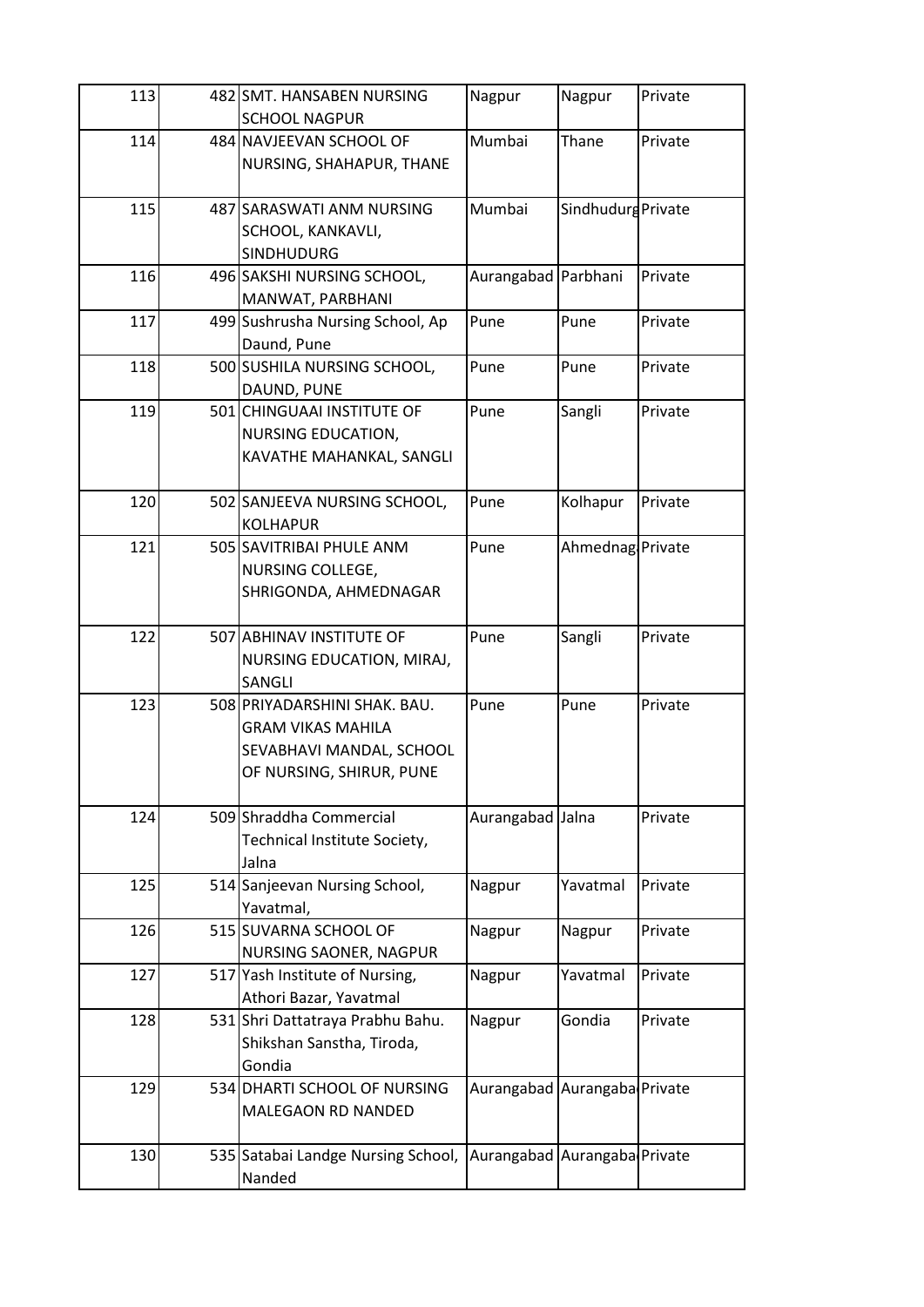| 113 | 482 | SMT. HANSABEN NURSING SCHOOL NAGPUR | Nagpur | Nagpur | Private |
|---|---|---|---|---|---|
| 114 | 484 | NAVJEEVAN SCHOOL OF NURSING, SHAHAPUR, THANE | Mumbai | Thane | Private |
| 115 | 487 | SARASWATI ANM NURSING SCHOOL, KANKAVLI, SINDHUDURG | Mumbai | Sindhudurg | Private |
| 116 | 496 | SAKSHI NURSING SCHOOL, MANWAT, PARBHANI | Aurangabad | Parbhani | Private |
| 117 | 499 | Sushrusha Nursing School, Ap Daund, Pune | Pune | Pune | Private |
| 118 | 500 | SUSHILA NURSING SCHOOL, DAUND, PUNE | Pune | Pune | Private |
| 119 | 501 | CHINGUAAI INSTITUTE OF NURSING EDUCATION, KAVATHE MAHANKAL, SANGLI | Pune | Sangli | Private |
| 120 | 502 | SANJEEVA NURSING SCHOOL, KOLHAPUR | Pune | Kolhapur | Private |
| 121 | 505 | SAVITRIBAI PHULE ANM NURSING COLLEGE, SHRIGONDA, AHMEDNAGAR | Pune | Ahmednagar | Private |
| 122 | 507 | ABHINAV INSTITUTE OF NURSING EDUCATION, MIRAJ, SANGLI | Pune | Sangli | Private |
| 123 | 508 | PRIYADARSHINI SHAK. BAU. GRAM VIKAS MAHILA SEVABHAVI MANDAL, SCHOOL OF NURSING, SHIRUR, PUNE | Pune | Pune | Private |
| 124 | 509 | Shraddha Commercial Technical Institute Society, Jalna | Aurangabad | Jalna | Private |
| 125 | 514 | Sanjeevan Nursing School, Yavatmal, | Nagpur | Yavatmal | Private |
| 126 | 515 | SUVARNA SCHOOL OF NURSING SAONER, NAGPUR | Nagpur | Nagpur | Private |
| 127 | 517 | Yash Institute of Nursing, Athori Bazar, Yavatmal | Nagpur | Yavatmal | Private |
| 128 | 531 | Shri Dattatraya Prabhu Bahu. Shikshan Sanstha, Tiroda, Gondia | Nagpur | Gondia | Private |
| 129 | 534 | DHARTI SCHOOL OF NURSING MALEGAON RD NANDED | Aurangabad | Aurangabad | Private |
| 130 | 535 | Satabai Landge Nursing School, Nanded | Aurangabad | Aurangabad | Private |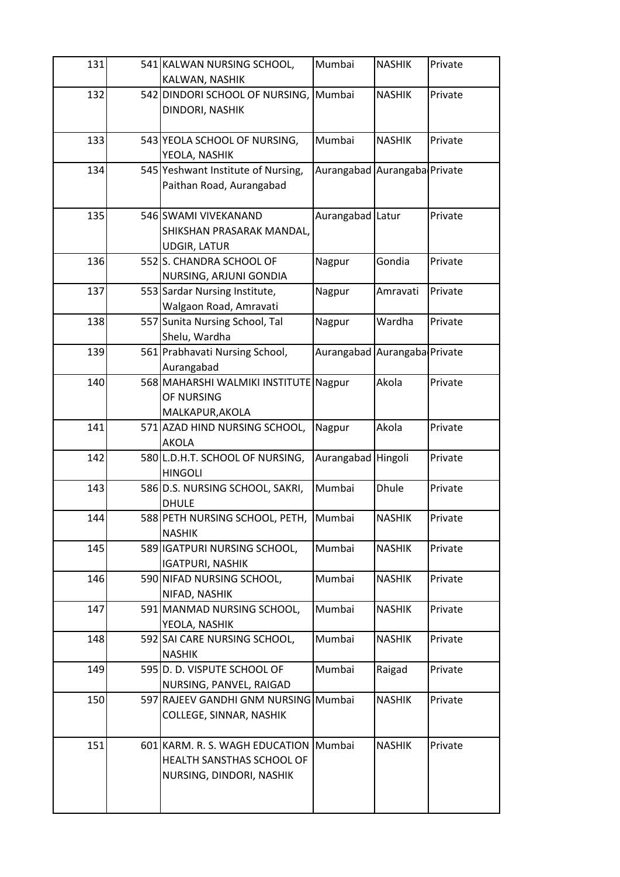| 131 | 541 | KALWAN NURSING SCHOOL, KALWAN, NASHIK | Mumbai | NASHIK | Private |
|---|---|---|---|---|---|
| 132 | 542 | DINDORI SCHOOL OF NURSING, DINDORI, NASHIK | Mumbai | NASHIK | Private |
| 133 | 543 | YEOLA SCHOOL OF NURSING, YEOLA, NASHIK | Mumbai | NASHIK | Private |
| 134 | 545 | Yeshwant Institute of Nursing, Paithan Road, Aurangabad | Aurangabad | Aurangaba | Private |
| 135 | 546 | SWAMI VIVEKANAND SHIKSHAN PRASARAK MANDAL, UDGIR, LATUR | Aurangabad | Latur | Private |
| 136 | 552 | S. CHANDRA SCHOOL OF NURSING, ARJUNI GONDIA | Nagpur | Gondia | Private |
| 137 | 553 | Sardar Nursing Institute, Walgaon Road, Amravati | Nagpur | Amravati | Private |
| 138 | 557 | Sunita Nursing School, Tal Shelu, Wardha | Nagpur | Wardha | Private |
| 139 | 561 | Prabhavati Nursing School, Aurangabad | Aurangabad | Aurangaba | Private |
| 140 | 568 | MAHARSHI WALMIKI INSTITUTE OF NURSING MALKAPUR,AKOLA | Nagpur | Akola | Private |
| 141 | 571 | AZAD HIND NURSING SCHOOL, AKOLA | Nagpur | Akola | Private |
| 142 | 580 | L.D.H.T. SCHOOL OF NURSING, HINGOLI | Aurangabad | Hingoli | Private |
| 143 | 586 | D.S. NURSING SCHOOL, SAKRI, DHULE | Mumbai | Dhule | Private |
| 144 | 588 | PETH NURSING SCHOOL, PETH, NASHIK | Mumbai | NASHIK | Private |
| 145 | 589 | IGATPURI NURSING SCHOOL, IGATPURI, NASHIK | Mumbai | NASHIK | Private |
| 146 | 590 | NIFAD NURSING SCHOOL, NIFAD, NASHIK | Mumbai | NASHIK | Private |
| 147 | 591 | MANMAD NURSING SCHOOL, YEOLA, NASHIK | Mumbai | NASHIK | Private |
| 148 | 592 | SAI CARE NURSING SCHOOL, NASHIK | Mumbai | NASHIK | Private |
| 149 | 595 | D. D. VISPUTE SCHOOL OF NURSING, PANVEL, RAIGAD | Mumbai | Raigad | Private |
| 150 | 597 | RAJEEV GANDHI GNM NURSING COLLEGE, SINNAR, NASHIK | Mumbai | NASHIK | Private |
| 151 | 601 | KARM. R. S. WAGH EDUCATION HEALTH SANSTHAS SCHOOL OF NURSING, DINDORI, NASHIK | Mumbai | NASHIK | Private |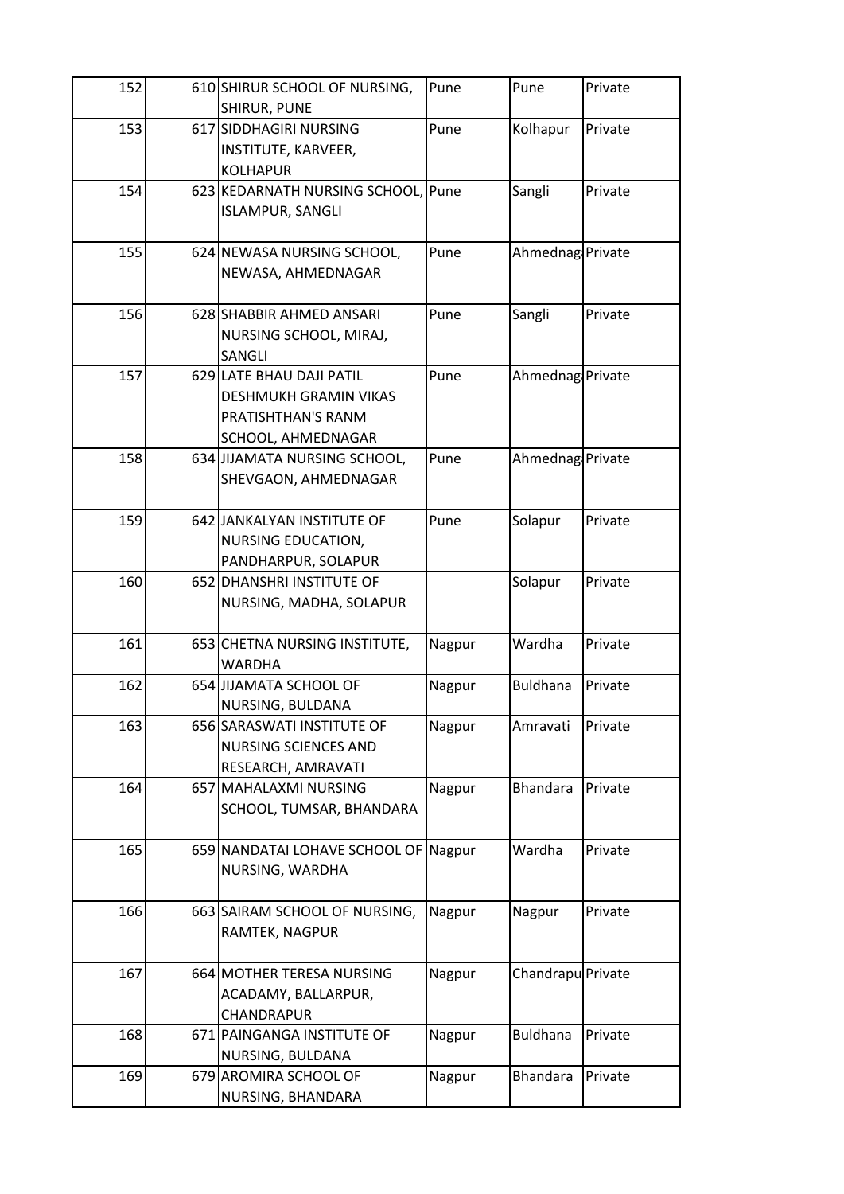| | | | | | |
|---|---|---|---|---|---|
| 152 | 610 | SHIRUR SCHOOL OF NURSING, SHIRUR, PUNE | Pune | Pune | Private |
| 153 | 617 | SIDDHAGIRI NURSING INSTITUTE, KARVEER, KOLHAPUR | Pune | Kolhapur | Private |
| 154 | 623 | KEDARNATH NURSING SCHOOL, ISLAMPUR, SANGLI | Pune | Sangli | Private |
| 155 | 624 | NEWASA NURSING SCHOOL, NEWASA, AHMEDNAGAR | Pune | Ahmednag | Private |
| 156 | 628 | SHABBIR AHMED ANSARI NURSING SCHOOL, MIRAJ, SANGLI | Pune | Sangli | Private |
| 157 | 629 | LATE BHAU DAJI PATIL DESHMUKH GRAMIN VIKAS PRATISHTHAN'S RANM SCHOOL, AHMEDNAGAR | Pune | Ahmednag | Private |
| 158 | 634 | JIJAMATA NURSING SCHOOL, SHEVGAON, AHMEDNAGAR | Pune | Ahmednag | Private |
| 159 | 642 | JANKALYAN INSTITUTE OF NURSING EDUCATION, PANDHARPUR, SOLAPUR | Pune | Solapur | Private |
| 160 | 652 | DHANSHRI INSTITUTE OF NURSING, MADHA, SOLAPUR | | Solapur | Private |
| 161 | 653 | CHETNA NURSING INSTITUTE, WARDHA | Nagpur | Wardha | Private |
| 162 | 654 | JIJAMATA SCHOOL OF NURSING, BULDANA | Nagpur | Buldhana | Private |
| 163 | 656 | SARASWATI INSTITUTE OF NURSING SCIENCES AND RESEARCH, AMRAVATI | Nagpur | Amravati | Private |
| 164 | 657 | MAHALAXMI NURSING SCHOOL, TUMSAR, BHANDARA | Nagpur | Bhandara | Private |
| 165 | 659 | NANDATAI LOHAVE SCHOOL OF NURSING, WARDHA | Nagpur | Wardha | Private |
| 166 | 663 | SAIRAM SCHOOL OF NURSING, RAMTEK, NAGPUR | Nagpur | Nagpur | Private |
| 167 | 664 | MOTHER TERESA NURSING ACADAMY, BALLARPUR, CHANDRAPUR | Nagpur | Chandrapu | Private |
| 168 | 671 | PAINGANGA INSTITUTE OF NURSING, BULDANA | Nagpur | Buldhana | Private |
| 169 | 679 | AROMIRA SCHOOL OF NURSING, BHANDARA | Nagpur | Bhandara | Private |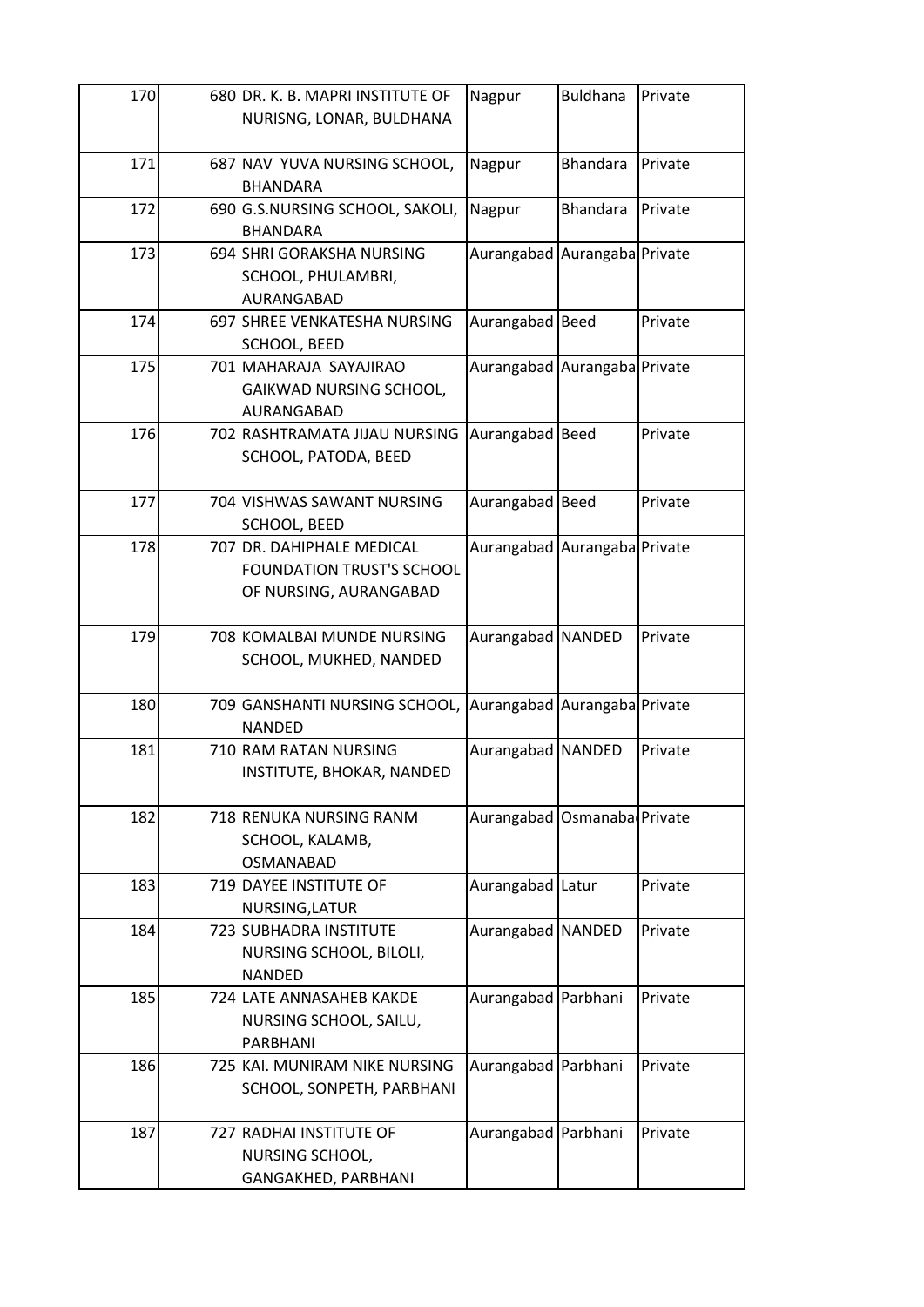| 170 | 680 | DR. K. B. MAPRI INSTITUTE OF NURISNG, LONAR, BULDHANA | Nagpur | Buldhana | Private |
|---|---|---|---|---|---|
| 171 | 687 | NAV YUVA NURSING SCHOOL, BHANDARA | Nagpur | Bhandara | Private |
| 172 | 690 | G.S.NURSING SCHOOL, SAKOLI, BHANDARA | Nagpur | Bhandara | Private |
| 173 | 694 | SHRI GORAKSHA NURSING SCHOOL, PHULAMBRI, AURANGABAD | Aurangabad | Aurangaba | Private |
| 174 | 697 | SHREE VENKATESHA NURSING SCHOOL, BEED | Aurangabad | Beed | Private |
| 175 | 701 | MAHARAJA SAYAJIRAO GAIKWAD NURSING SCHOOL, AURANGABAD | Aurangabad | Aurangaba | Private |
| 176 | 702 | RASHTRAMATA JIJAU NURSING SCHOOL, PATODA, BEED | Aurangabad | Beed | Private |
| 177 | 704 | VISHWAS SAWANT NURSING SCHOOL, BEED | Aurangabad | Beed | Private |
| 178 | 707 | DR. DAHIPHALE MEDICAL FOUNDATION TRUST'S SCHOOL OF NURSING, AURANGABAD | Aurangabad | Aurangaba | Private |
| 179 | 708 | KOMALBAI MUNDE NURSING SCHOOL, MUKHED, NANDED | Aurangabad | NANDED | Private |
| 180 | 709 | GANSHANTI NURSING SCHOOL, NANDED | Aurangabad | Aurangaba | Private |
| 181 | 710 | RAM RATAN NURSING INSTITUTE, BHOKAR, NANDED | Aurangabad | NANDED | Private |
| 182 | 718 | RENUKA NURSING RANM SCHOOL, KALAMB, OSMANABAD | Aurangabad | Osmanaba | Private |
| 183 | 719 | DAYEE INSTITUTE OF NURSING,LATUR | Aurangabad | Latur | Private |
| 184 | 723 | SUBHADRA INSTITUTE NURSING SCHOOL, BILOLI, NANDED | Aurangabad | NANDED | Private |
| 185 | 724 | LATE ANNASAHEB KAKDE NURSING SCHOOL, SAILU, PARBHANI | Aurangabad | Parbhani | Private |
| 186 | 725 | KAI. MUNIRAM NIKE NURSING SCHOOL, SONPETH, PARBHANI | Aurangabad | Parbhani | Private |
| 187 | 727 | RADHAI INSTITUTE OF NURSING SCHOOL, GANGAKHED, PARBHANI | Aurangabad | Parbhani | Private |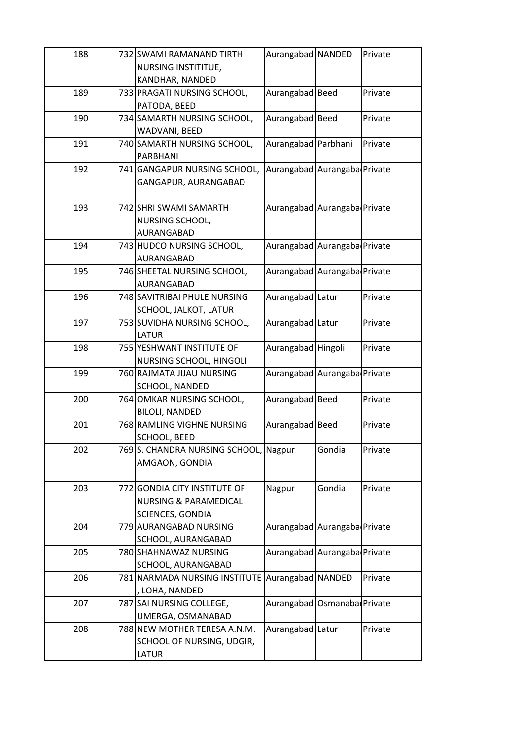| 188 | 732 | SWAMI RAMANAND TIRTH NURSING INSTITITUE, KANDHAR, NANDED | Aurangabad | NANDED | Private |
|---|---|---|---|---|---|
| 189 | 733 | PRAGATI NURSING SCHOOL, PATODA, BEED | Aurangabad | Beed | Private |
| 190 | 734 | SAMARTH NURSING SCHOOL, WADVANI, BEED | Aurangabad | Beed | Private |
| 191 | 740 | SAMARTH NURSING SCHOOL, PARBHANI | Aurangabad | Parbhani | Private |
| 192 | 741 | GANGAPUR NURSING SCHOOL, GANGAPUR, AURANGABAD | Aurangabad | Aurangaba | Private |
| 193 | 742 | SHRI SWAMI SAMARTH NURSING SCHOOL, AURANGABAD | Aurangabad | Aurangaba | Private |
| 194 | 743 | HUDCO NURSING SCHOOL, AURANGABAD | Aurangabad | Aurangaba | Private |
| 195 | 746 | SHEETAL NURSING SCHOOL, AURANGABAD | Aurangabad | Aurangaba | Private |
| 196 | 748 | SAVITRIBAI PHULE NURSING SCHOOL, JALKOT, LATUR | Aurangabad | Latur | Private |
| 197 | 753 | SUVIDHA NURSING SCHOOL, LATUR | Aurangabad | Latur | Private |
| 198 | 755 | YESHWANT INSTITUTE OF NURSING SCHOOL, HINGOLI | Aurangabad | Hingoli | Private |
| 199 | 760 | RAJMATA JIJAU NURSING SCHOOL, NANDED | Aurangabad | Aurangaba | Private |
| 200 | 764 | OMKAR NURSING SCHOOL, BILOLI, NANDED | Aurangabad | Beed | Private |
| 201 | 768 | RAMLING VIGHNE NURSING SCHOOL, BEED | Aurangabad | Beed | Private |
| 202 | 769 | S. CHANDRA NURSING SCHOOL, AMGAON, GONDIA | Nagpur | Gondia | Private |
| 203 | 772 | GONDIA CITY INSTITUTE OF NURSING & PARAMEDICAL SCIENCES, GONDIA | Nagpur | Gondia | Private |
| 204 | 779 | AURANGABAD NURSING SCHOOL, AURANGABAD | Aurangabad | Aurangaba | Private |
| 205 | 780 | SHAHNAWAZ NURSING SCHOOL, AURANGABAD | Aurangabad | Aurangaba | Private |
| 206 | 781 | NARMADA NURSING INSTITUTE , LOHA, NANDED | Aurangabad | NANDED | Private |
| 207 | 787 | SAI NURSING COLLEGE, UMERGA, OSMANABAD | Aurangabad | Osmanaba | Private |
| 208 | 788 | NEW MOTHER TERESA A.N.M. SCHOOL OF NURSING, UDGIR, LATUR | Aurangabad | Latur | Private |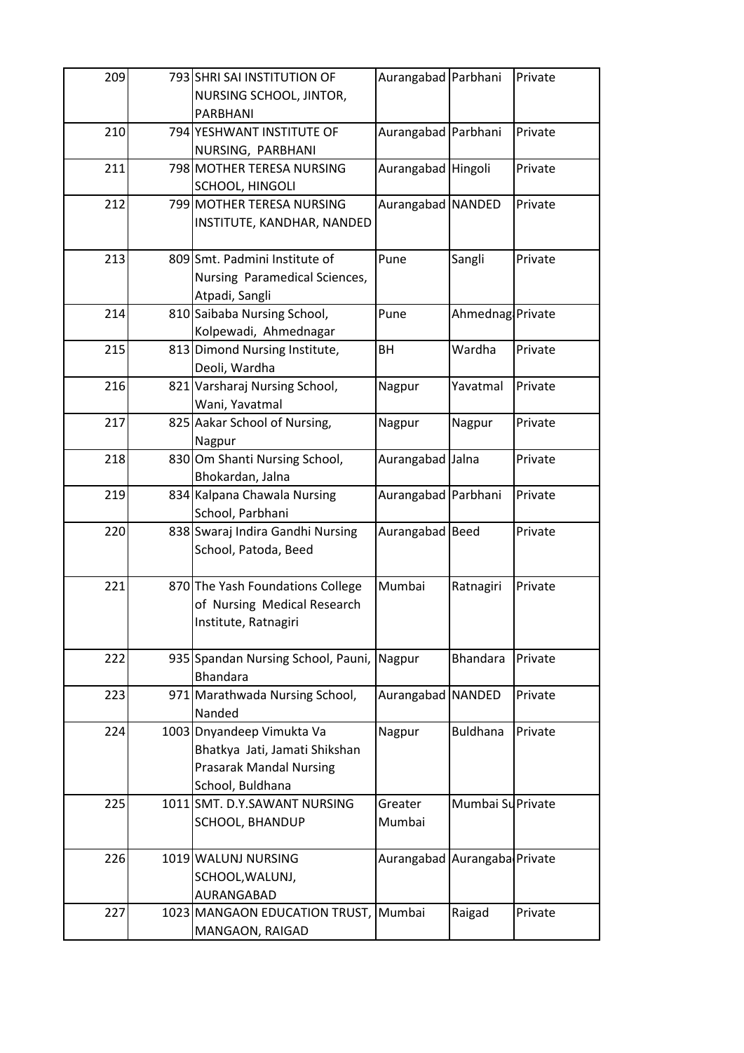| 209 | 793 | SHRI SAI INSTITUTION OF NURSING SCHOOL, JINTOR, PARBHANI | Aurangabad | Parbhani | Private |
|---|---|---|---|---|---|
| 210 | 794 | YESHWANT INSTITUTE OF NURSING, PARBHANI | Aurangabad | Parbhani | Private |
| 211 | 798 | MOTHER TERESA NURSING SCHOOL, HINGOLI | Aurangabad | Hingoli | Private |
| 212 | 799 | MOTHER TERESA NURSING INSTITUTE, KANDHAR, NANDED | Aurangabad | NANDED | Private |
| 213 | 809 | Smt. Padmini Institute of Nursing Paramedical Sciences, Atpadi, Sangli | Pune | Sangli | Private |
| 214 | 810 | Saibaba Nursing School, Kolpewadi, Ahmednagar | Pune | Ahmednag | Private |
| 215 | 813 | Dimond Nursing Institute, Deoli, Wardha | BH | Wardha | Private |
| 216 | 821 | Varsharaj Nursing School, Wani, Yavatmal | Nagpur | Yavatmal | Private |
| 217 | 825 | Aakar School of Nursing, Nagpur | Nagpur | Nagpur | Private |
| 218 | 830 | Om Shanti Nursing School, Bhokardan, Jalna | Aurangabad | Jalna | Private |
| 219 | 834 | Kalpana Chawala Nursing School, Parbhani | Aurangabad | Parbhani | Private |
| 220 | 838 | Swaraj Indira Gandhi Nursing School, Patoda, Beed | Aurangabad | Beed | Private |
| 221 | 870 | The Yash Foundations College of Nursing Medical Research Institute, Ratnagiri | Mumbai | Ratnagiri | Private |
| 222 | 935 | Spandan Nursing School, Pauni, Bhandara | Nagpur | Bhandara | Private |
| 223 | 971 | Marathwada Nursing School, Nanded | Aurangabad | NANDED | Private |
| 224 | 1003 | Dnyandeep Vimukta Va Bhatkya Jati, Jamati Shikshan Prasarak Mandal Nursing School, Buldhana | Nagpur | Buldhana | Private |
| 225 | 1011 | SMT. D.Y.SAWANT NURSING SCHOOL, BHANDUP | Greater Mumbai | Mumbai Su | Private |
| 226 | 1019 | WALUNJ NURSING SCHOOL,WALUNJ, AURANGABAD | Aurangabad | Aurangaba | Private |
| 227 | 1023 | MANGAON EDUCATION TRUST, MANGAON, RAIGAD | Mumbai | Raigad | Private |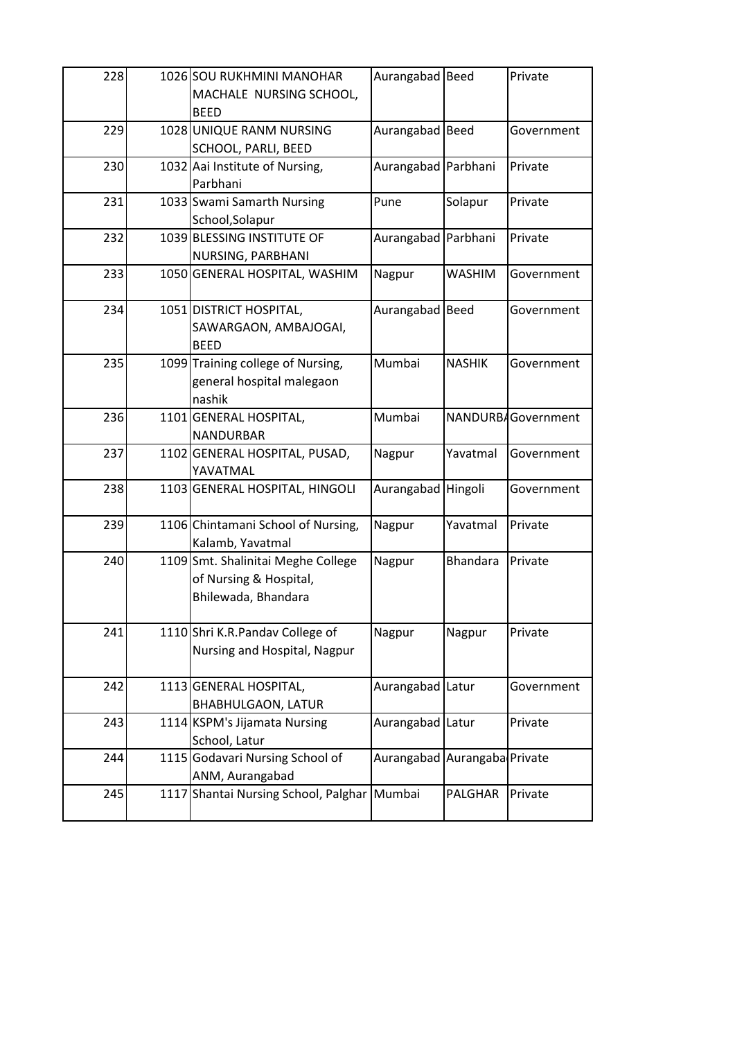| 228 | 1026 | SOU RUKHMINI MANOHAR MACHALE NURSING SCHOOL, BEED | Aurangabad | Beed | Private |
|---|---|---|---|---|---|
| 229 | 1028 | UNIQUE RANM NURSING SCHOOL, PARLI, BEED | Aurangabad | Beed | Government |
| 230 | 1032 | Aai Institute of Nursing, Parbhani | Aurangabad | Parbhani | Private |
| 231 | 1033 | Swami Samarth Nursing School,Solapur | Pune | Solapur | Private |
| 232 | 1039 | BLESSING INSTITUTE OF NURSING, PARBHANI | Aurangabad | Parbhani | Private |
| 233 | 1050 | GENERAL HOSPITAL, WASHIM | Nagpur | WASHIM | Government |
| 234 | 1051 | DISTRICT HOSPITAL, SAWARGAON, AMBAJOGAI, BEED | Aurangabad | Beed | Government |
| 235 | 1099 | Training college of Nursing, general hospital malegaon nashik | Mumbai | NASHIK | Government |
| 236 | 1101 | GENERAL HOSPITAL, NANDURBAR | Mumbai | NANDURBA | Government |
| 237 | 1102 | GENERAL HOSPITAL, PUSAD, YAVATMAL | Nagpur | Yavatmal | Government |
| 238 | 1103 | GENERAL HOSPITAL, HINGOLI | Aurangabad | Hingoli | Government |
| 239 | 1106 | Chintamani School of Nursing, Kalamb, Yavatmal | Nagpur | Yavatmal | Private |
| 240 | 1109 | Smt. Shalinitai Meghe College of Nursing & Hospital, Bhilewada, Bhandara | Nagpur | Bhandara | Private |
| 241 | 1110 | Shri K.R.Pandav College of Nursing and Hospital, Nagpur | Nagpur | Nagpur | Private |
| 242 | 1113 | GENERAL HOSPITAL, BHABHULGAON, LATUR | Aurangabad | Latur | Government |
| 243 | 1114 | KSPM's Jijamata Nursing School, Latur | Aurangabad | Latur | Private |
| 244 | 1115 | Godavari Nursing School of ANM, Aurangabad | Aurangabad | Aurangaba | Private |
| 245 | 1117 | Shantai Nursing School, Palghar | Mumbai | PALGHAR | Private |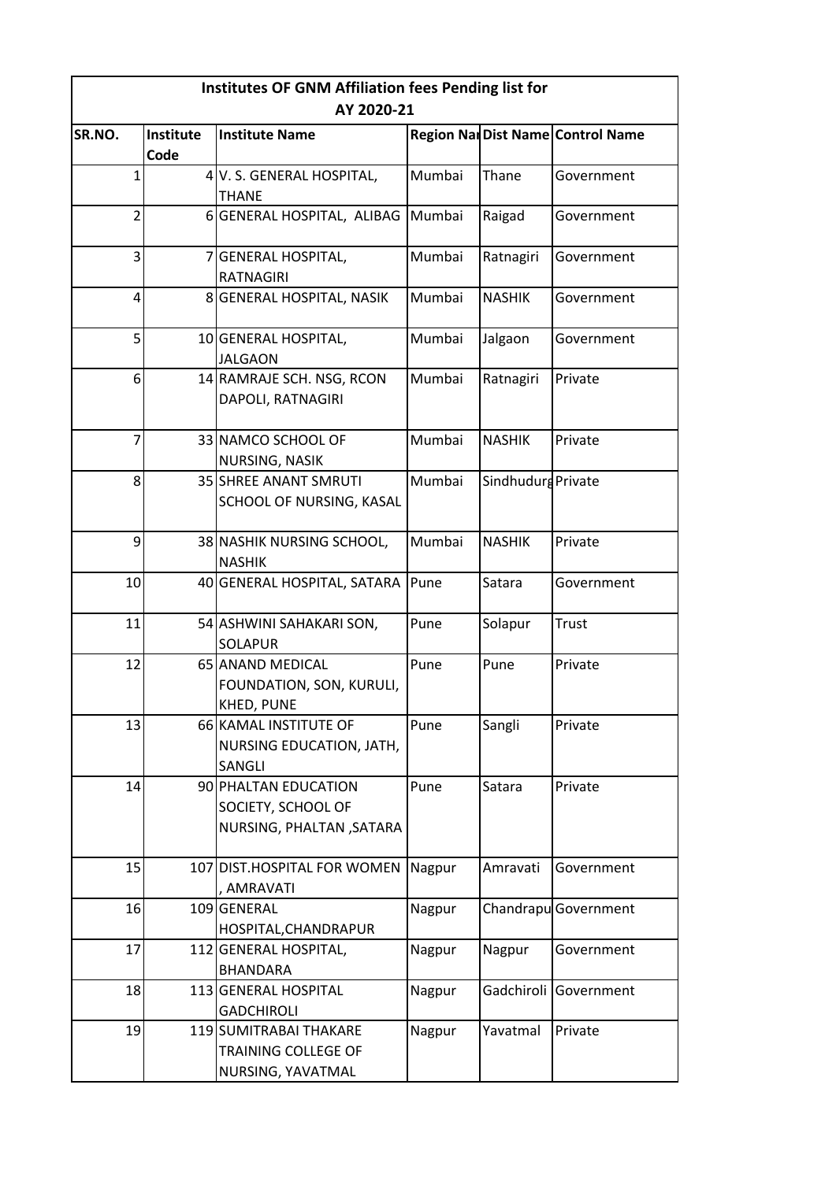| Institutes OF GNM Affiliation fees Pending list for AY 2020-21 | | | | | |
|---|---|---|---|---|---|
| SR.NO. | Institute Code | Institute Name | Region Nai | Dist Name | Control Name |
| 1 | 4 | V. S. GENERAL HOSPITAL, THANE | Mumbai | Thane | Government |
| 2 | 6 | GENERAL HOSPITAL, ALIBAG | Mumbai | Raigad | Government |
| 3 | 7 | GENERAL HOSPITAL, RATNAGIRI | Mumbai | Ratnagiri | Government |
| 4 | 8 | GENERAL HOSPITAL, NASIK | Mumbai | NASHIK | Government |
| 5 | 10 | GENERAL HOSPITAL, JALGAON | Mumbai | Jalgaon | Government |
| 6 | 14 | RAMRAJE SCH. NSG, RCON DAPOLI, RATNAGIRI | Mumbai | Ratnagiri | Private |
| 7 | 33 | NAMCO SCHOOL OF NURSING, NASIK | Mumbai | NASHIK | Private |
| 8 | 35 | SHREE ANANT SMRUTI SCHOOL OF NURSING, KASAL | Mumbai | Sindhudurg | Private |
| 9 | 38 | NASHIK NURSING SCHOOL, NASHIK | Mumbai | NASHIK | Private |
| 10 | 40 | GENERAL HOSPITAL, SATARA | Pune | Satara | Government |
| 11 | 54 | ASHWINI SAHAKARI SON, SOLAPUR | Pune | Solapur | Trust |
| 12 | 65 | ANAND MEDICAL FOUNDATION, SON, KURULI, KHED, PUNE | Pune | Pune | Private |
| 13 | 66 | KAMAL INSTITUTE OF NURSING EDUCATION, JATH, SANGLI | Pune | Sangli | Private |
| 14 | 90 | PHALTAN EDUCATION SOCIETY, SCHOOL OF NURSING, PHALTAN ,SATARA | Pune | Satara | Private |
| 15 | 107 | DIST.HOSPITAL FOR WOMEN , AMRAVATI | Nagpur | Amravati | Government |
| 16 | 109 | GENERAL HOSPITAL,CHANDRAPUR | Nagpur | Chandrapu | Government |
| 17 | 112 | GENERAL HOSPITAL, BHANDARA | Nagpur | Nagpur | Government |
| 18 | 113 | GENERAL HOSPITAL GADCHIROLI | Nagpur | Gadchiroli | Government |
| 19 | 119 | SUMITRABAI THAKARE TRAINING COLLEGE OF NURSING, YAVATMAL | Nagpur | Yavatmal | Private |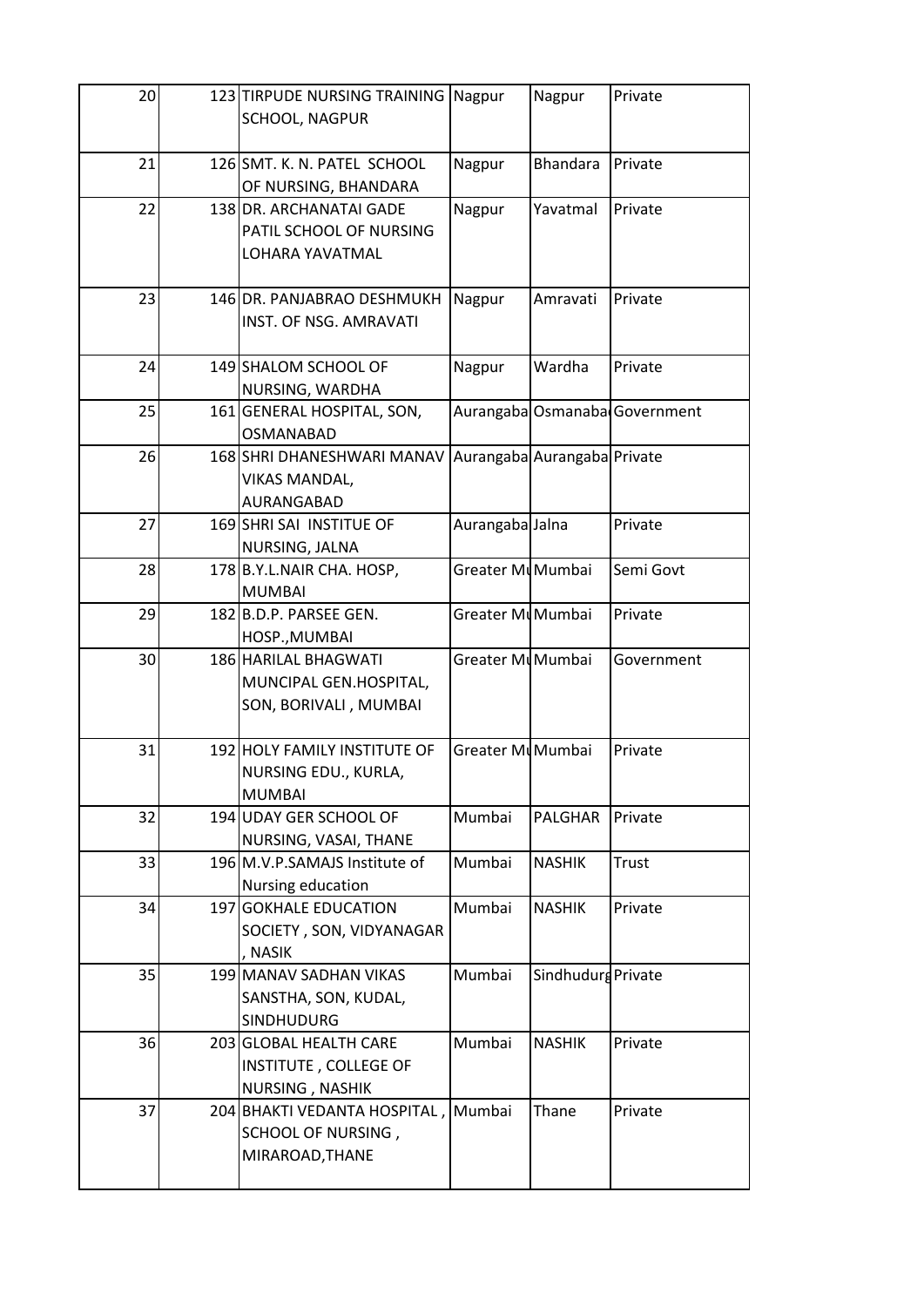| 20 | 123 | TIRPUDE NURSING TRAINING SCHOOL, NAGPUR | Nagpur | Nagpur | Private |
|---|---|---|---|---|---|
| 21 | 126 | SMT. K. N. PATEL SCHOOL OF NURSING, BHANDARA | Nagpur | Bhandara | Private |
| 22 | 138 | DR. ARCHANATAI GADE PATIL SCHOOL OF NURSING LOHARA YAVATMAL | Nagpur | Yavatmal | Private |
| 23 | 146 | DR. PANJABRAO DESHMUKH INST. OF NSG. AMRAVATI | Nagpur | Amravati | Private |
| 24 | 149 | SHALOM SCHOOL OF NURSING, WARDHA | Nagpur | Wardha | Private |
| 25 | 161 | GENERAL HOSPITAL, SON, OSMANABAD | Aurangaba | Osmanaba | Government |
| 26 | 168 | SHRI DHANESHWARI MANAV VIKAS MANDAL, AURANGABAD | Aurangaba | Aurangaba | Private |
| 27 | 169 | SHRI SAI INSTITUE OF NURSING, JALNA | Aurangaba | Jalna | Private |
| 28 | 178 | B.Y.L.NAIR CHA. HOSP, MUMBAI | Greater Mu | Mumbai | Semi Govt |
| 29 | 182 | B.D.P. PARSEE GEN. HOSP.,MUMBAI | Greater Mu | Mumbai | Private |
| 30 | 186 | HARILAL BHAGWATI MUNCIPAL GEN.HOSPITAL, SON, BORIVALI , MUMBAI | Greater Mu | Mumbai | Government |
| 31 | 192 | HOLY FAMILY INSTITUTE OF NURSING EDU., KURLA, MUMBAI | Greater Mu | Mumbai | Private |
| 32 | 194 | UDAY GER SCHOOL OF NURSING, VASAI, THANE | Mumbai | PALGHAR | Private |
| 33 | 196 | M.V.P.SAMAJS Institute of Nursing education | Mumbai | NASHIK | Trust |
| 34 | 197 | GOKHALE EDUCATION SOCIETY , SON, VIDYANAGAR , NASIK | Mumbai | NASHIK | Private |
| 35 | 199 | MANAV SADHAN VIKAS SANSTHA, SON, KUDAL, SINDHUDURG | Mumbai | Sindhudurg | Private |
| 36 | 203 | GLOBAL HEALTH CARE INSTITUTE , COLLEGE OF NURSING , NASHIK | Mumbai | NASHIK | Private |
| 37 | 204 | BHAKTI VEDANTA HOSPITAL , SCHOOL OF NURSING , MIRAROAD,THANE | Mumbai | Thane | Private |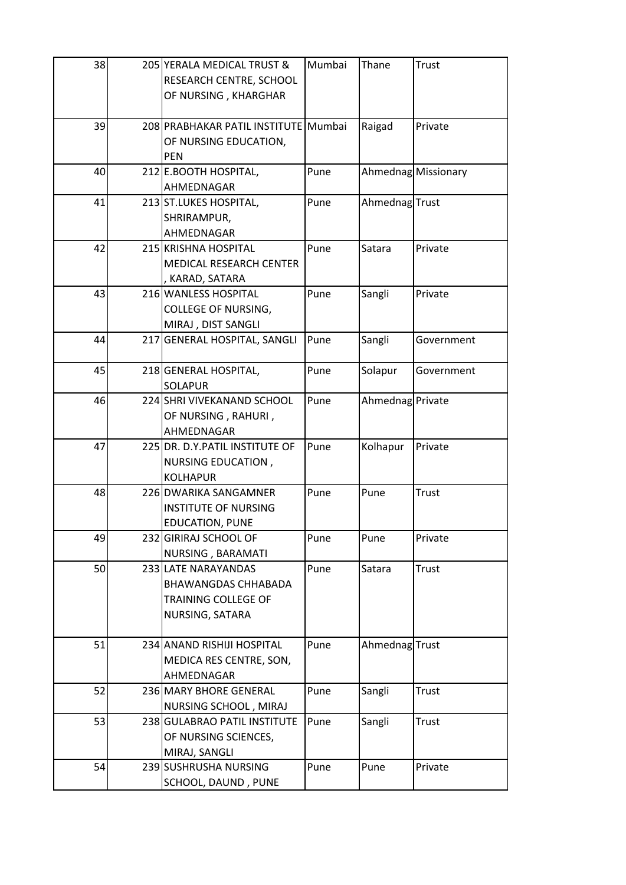| | | | | | |
|---|---|---|---|---|---|
| 38 | 205 | YERALA MEDICAL TRUST & RESEARCH CENTRE, SCHOOL OF NURSING , KHARGHAR | Mumbai | Thane | Trust |
| 39 | 208 | PRABHAKAR PATIL INSTITUTE OF NURSING EDUCATION, PEN | Mumbai | Raigad | Private |
| 40 | 212 | E.BOOTH HOSPITAL, AHMEDNAGAR | Pune | Ahmednag | Missionary |
| 41 | 213 | ST.LUKES HOSPITAL, SHRIRAMPUR, AHMEDNAGAR | Pune | Ahmednag | Trust |
| 42 | 215 | KRISHNA HOSPITAL MEDICAL RESEARCH CENTER , KARAD, SATARA | Pune | Satara | Private |
| 43 | 216 | WANLESS HOSPITAL COLLEGE OF NURSING, MIRAJ , DIST SANGLI | Pune | Sangli | Private |
| 44 | 217 | GENERAL HOSPITAL, SANGLI | Pune | Sangli | Government |
| 45 | 218 | GENERAL HOSPITAL, SOLAPUR | Pune | Solapur | Government |
| 46 | 224 | SHRI VIVEKANAND SCHOOL OF NURSING , RAHURI , AHMEDNAGAR | Pune | Ahmednag | Private |
| 47 | 225 | DR. D.Y.PATIL INSTITUTE OF NURSING EDUCATION , KOLHAPUR | Pune | Kolhapur | Private |
| 48 | 226 | DWARIKA SANGAMNER INSTITUTE OF NURSING EDUCATION, PUNE | Pune | Pune | Trust |
| 49 | 232 | GIRIRAJ SCHOOL OF NURSING , BARAMATI | Pune | Pune | Private |
| 50 | 233 | LATE NARAYANDAS BHAWANGDAS CHHABADA TRAINING COLLEGE OF NURSING, SATARA | Pune | Satara | Trust |
| 51 | 234 | ANAND RISHIJI HOSPITAL MEDICA RES CENTRE, SON, AHMEDNAGAR | Pune | Ahmednag | Trust |
| 52 | 236 | MARY BHORE GENERAL NURSING SCHOOL , MIRAJ | Pune | Sangli | Trust |
| 53 | 238 | GULABRAO PATIL INSTITUTE OF NURSING SCIENCES, MIRAJ, SANGLI | Pune | Sangli | Trust |
| 54 | 239 | SUSHRUSHA NURSING SCHOOL, DAUND , PUNE | Pune | Pune | Private |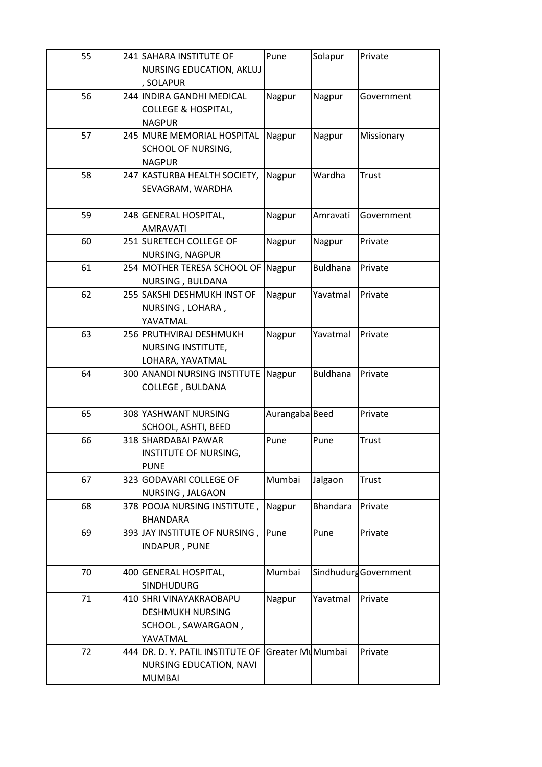| 55 | 241 | SAHARA INSTITUTE OF NURSING EDUCATION, AKLUJ , SOLAPUR | Pune | Solapur | Private |
|---|---|---|---|---|---|
| 56 | 244 | INDIRA GANDHI MEDICAL COLLEGE & HOSPITAL, NAGPUR | Nagpur | Nagpur | Government |
| 57 | 245 | MURE MEMORIAL HOSPITAL SCHOOL OF NURSING, NAGPUR | Nagpur | Nagpur | Missionary |
| 58 | 247 | KASTURBA HEALTH SOCIETY, SEVAGRAM, WARDHA | Nagpur | Wardha | Trust |
| 59 | 248 | GENERAL HOSPITAL, AMRAVATI | Nagpur | Amravati | Government |
| 60 | 251 | SURETECH COLLEGE OF NURSING, NAGPUR | Nagpur | Nagpur | Private |
| 61 | 254 | MOTHER TERESA SCHOOL OF NURSING , BULDANA | Nagpur | Buldhana | Private |
| 62 | 255 | SAKSHI DESHMUKH INST OF NURSING , LOHARA , YAVATMAL | Nagpur | Yavatmal | Private |
| 63 | 256 | PRUTHVIRAJ DESHMUKH NURSING INSTITUTE, LOHARA, YAVATMAL | Nagpur | Yavatmal | Private |
| 64 | 300 | ANANDI NURSING INSTITUTE COLLEGE , BULDANA | Nagpur | Buldhana | Private |
| 65 | 308 | YASHWANT NURSING SCHOOL, ASHTI, BEED | Aurangaba | Beed | Private |
| 66 | 318 | SHARDABAI PAWAR INSTITUTE OF NURSING, PUNE | Pune | Pune | Trust |
| 67 | 323 | GODAVARI COLLEGE OF NURSING , JALGAON | Mumbai | Jalgaon | Trust |
| 68 | 378 | POOJA NURSING INSTITUTE , BHANDARA | Nagpur | Bhandara | Private |
| 69 | 393 | JAY INSTITUTE OF NURSING , INDAPUR , PUNE | Pune | Pune | Private |
| 70 | 400 | GENERAL HOSPITAL, SINDHUDURG | Mumbai | Sindhudurg | Government |
| 71 | 410 | SHRI VINAYAKRAOBAPU DESHMUKH NURSING SCHOOL , SAWARGAON , YAVATMAL | Nagpur | Yavatmal | Private |
| 72 | 444 | DR. D. Y. PATIL INSTITUTE OF NURSING EDUCATION, NAVI MUMBAI | Greater Mu | Mumbai | Private |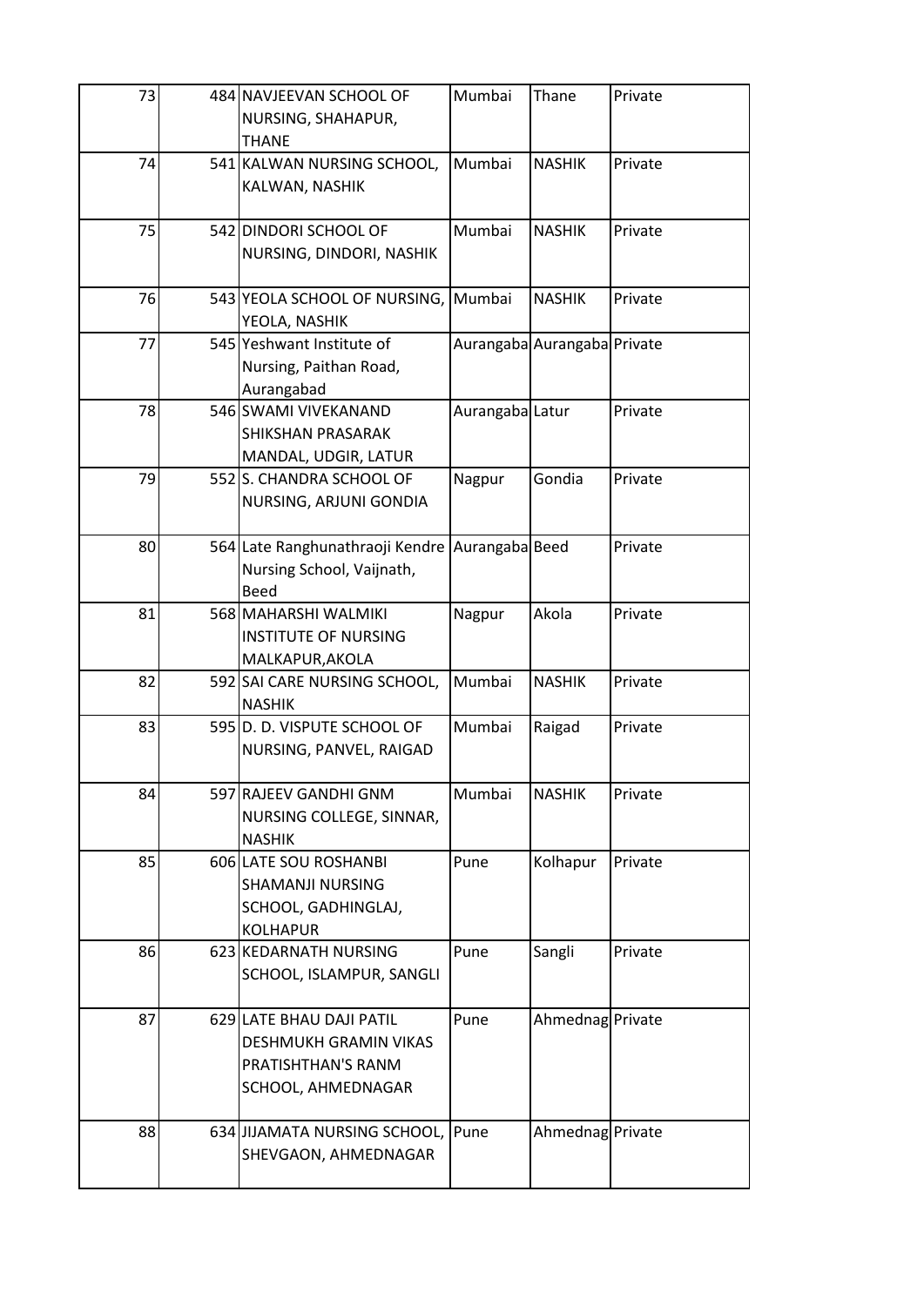| 73 | 484 | NAVJEEVAN SCHOOL OF NURSING, SHAHAPUR, THANE | Mumbai | Thane | Private |
|---|---|---|---|---|---|
| 74 | 541 | KALWAN NURSING SCHOOL, KALWAN, NASHIK | Mumbai | NASHIK | Private |
| 75 | 542 | DINDORI SCHOOL OF NURSING, DINDORI, NASHIK | Mumbai | NASHIK | Private |
| 76 | 543 | YEOLA SCHOOL OF NURSING, YEOLA, NASHIK | Mumbai | NASHIK | Private |
| 77 | 545 | Yeshwant Institute of Nursing, Paithan Road, Aurangabad | Aurangaba | Aurangaba | Private |
| 78 | 546 | SWAMI VIVEKANAND SHIKSHAN PRASARAK MANDAL, UDGIR, LATUR | Aurangaba | Latur | Private |
| 79 | 552 | S. CHANDRA SCHOOL OF NURSING, ARJUNI GONDIA | Nagpur | Gondia | Private |
| 80 | 564 | Late Ranghunathraoji Kendre Nursing School, Vaijnath, Beed | Aurangaba | Beed | Private |
| 81 | 568 | MAHARSHI WALMIKI INSTITUTE OF NURSING MALKAPUR,AKOLA | Nagpur | Akola | Private |
| 82 | 592 | SAI CARE NURSING SCHOOL, NASHIK | Mumbai | NASHIK | Private |
| 83 | 595 | D. D. VISPUTE SCHOOL OF NURSING, PANVEL, RAIGAD | Mumbai | Raigad | Private |
| 84 | 597 | RAJEEV GANDHI GNM NURSING COLLEGE, SINNAR, NASHIK | Mumbai | NASHIK | Private |
| 85 | 606 | LATE SOU ROSHANBI SHAMANJI NURSING SCHOOL, GADHINGLAJ, KOLHAPUR | Pune | Kolhapur | Private |
| 86 | 623 | KEDARNATH NURSING SCHOOL, ISLAMPUR, SANGLI | Pune | Sangli | Private |
| 87 | 629 | LATE BHAU DAJI PATIL DESHMUKH GRAMIN VIKAS PRATISHTHAN'S RANM SCHOOL, AHMEDNAGAR | Pune | Ahmednag | Private |
| 88 | 634 | JIJAMATA NURSING SCHOOL, SHEVGAON, AHMEDNAGAR | Pune | Ahmednag | Private |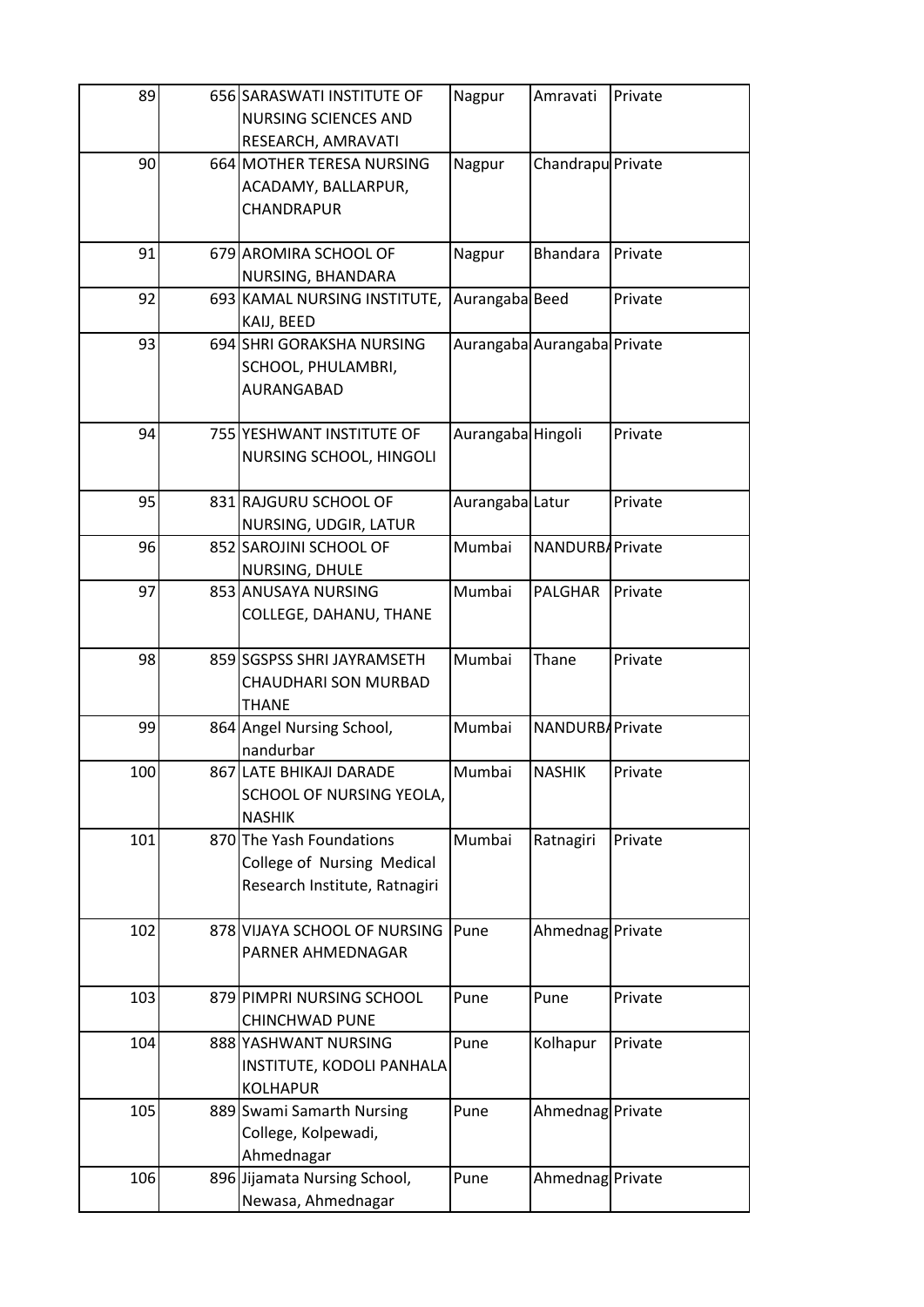| 89 | 656 | SARASWATI INSTITUTE OF NURSING SCIENCES AND RESEARCH, AMRAVATI | Nagpur | Amravati | Private |
|---|---|---|---|---|---|
| 90 | 664 | MOTHER TERESA NURSING ACADAMY, BALLARPUR, CHANDRAPUR | Nagpur | Chandrapu | Private |
| 91 | 679 | AROMIRA SCHOOL OF NURSING, BHANDARA | Nagpur | Bhandara | Private |
| 92 | 693 | KAMAL NURSING INSTITUTE, KAIJ, BEED | Aurangaba | Beed | Private |
| 93 | 694 | SHRI GORAKSHA NURSING SCHOOL, PHULAMBRI, AURANGABAD | Aurangaba | Aurangaba | Private |
| 94 | 755 | YESHWANT INSTITUTE OF NURSING SCHOOL, HINGOLI | Aurangaba | Hingoli | Private |
| 95 | 831 | RAJGURU SCHOOL OF NURSING, UDGIR, LATUR | Aurangaba | Latur | Private |
| 96 | 852 | SAROJINI SCHOOL OF NURSING, DHULE | Mumbai | NANDURBA | Private |
| 97 | 853 | ANUSAYA NURSING COLLEGE, DAHANU, THANE | Mumbai | PALGHAR | Private |
| 98 | 859 | SGSPSS SHRI JAYRAMSETH CHAUDHARI SON MURBAD THANE | Mumbai | Thane | Private |
| 99 | 864 | Angel Nursing School, nandurbar | Mumbai | NANDURBA | Private |
| 100 | 867 | LATE BHIKAJI DARADE SCHOOL OF NURSING YEOLA, NASHIK | Mumbai | NASHIK | Private |
| 101 | 870 | The Yash Foundations College of Nursing Medical Research Institute, Ratnagiri | Mumbai | Ratnagiri | Private |
| 102 | 878 | VIJAYA SCHOOL OF NURSING PARNER AHMEDNAGAR | Pune | Ahmednag | Private |
| 103 | 879 | PIMPRI NURSING SCHOOL CHINCHWAD PUNE | Pune | Pune | Private |
| 104 | 888 | YASHWANT NURSING INSTITUTE, KODOLI PANHALA KOLHAPUR | Pune | Kolhapur | Private |
| 105 | 889 | Swami Samarth Nursing College, Kolpewadi, Ahmednagar | Pune | Ahmednag | Private |
| 106 | 896 | Jijamata Nursing School, Newasa, Ahmednagar | Pune | Ahmednag | Private |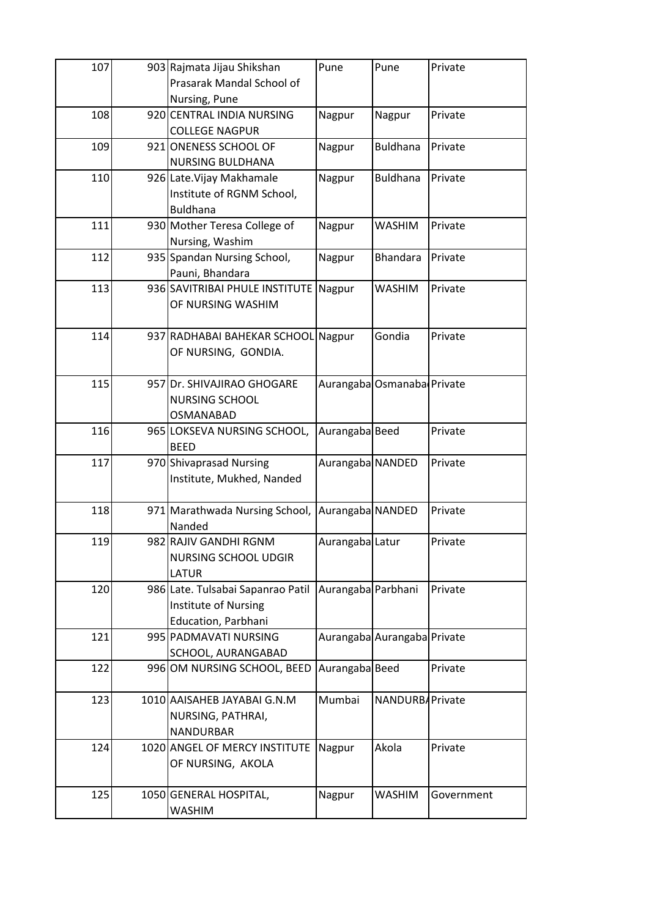| | | | | | |
|---|---|---|---|---|---|
| 107 | 903 | Rajmata Jijau Shikshan Prasarak Mandal School of Nursing, Pune | Pune | Pune | Private |
| 108 | 920 | CENTRAL INDIA NURSING COLLEGE NAGPUR | Nagpur | Nagpur | Private |
| 109 | 921 | ONENESS SCHOOL OF NURSING BULDHANA | Nagpur | Buldhana | Private |
| 110 | 926 | Late.Vijay Makhamale Institute of RGNM School, Buldhana | Nagpur | Buldhana | Private |
| 111 | 930 | Mother Teresa College of Nursing, Washim | Nagpur | WASHIM | Private |
| 112 | 935 | Spandan Nursing School, Pauni, Bhandara | Nagpur | Bhandara | Private |
| 113 | 936 | SAVITRIBAI PHULE INSTITUTE OF NURSING WASHIM | Nagpur | WASHIM | Private |
| 114 | 937 | RADHABAI BAHEKAR SCHOOL OF NURSING, GONDIA. | Nagpur | Gondia | Private |
| 115 | 957 | Dr. SHIVAJIRAO GHOGARE NURSING SCHOOL OSMANABAD | Aurangaba | Osmanaba | Private |
| 116 | 965 | LOKSEVA NURSING SCHOOL, BEED | Aurangaba | Beed | Private |
| 117 | 970 | Shivaprasad Nursing Institute, Mukhed, Nanded | Aurangaba | NANDED | Private |
| 118 | 971 | Marathwada Nursing School, Nanded | Aurangaba | NANDED | Private |
| 119 | 982 | RAJIV GANDHI RGNM NURSING SCHOOL UDGIR LATUR | Aurangaba | Latur | Private |
| 120 | 986 | Late. Tulsabai Sapanrao Patil Institute of Nursing Education, Parbhani | Aurangaba | Parbhani | Private |
| 121 | 995 | PADMAVATI NURSING SCHOOL, AURANGABAD | Aurangaba | Aurangaba | Private |
| 122 | 996 | OM NURSING SCHOOL, BEED | Aurangaba | Beed | Private |
| 123 | 1010 | AAISAHEB JAYABAI G.N.M NURSING, PATHRAI, NANDURBAR | Mumbai | NANDURB | Private |
| 124 | 1020 | ANGEL OF MERCY INSTITUTE OF NURSING, AKOLA | Nagpur | Akola | Private |
| 125 | 1050 | GENERAL HOSPITAL, WASHIM | Nagpur | WASHIM | Government |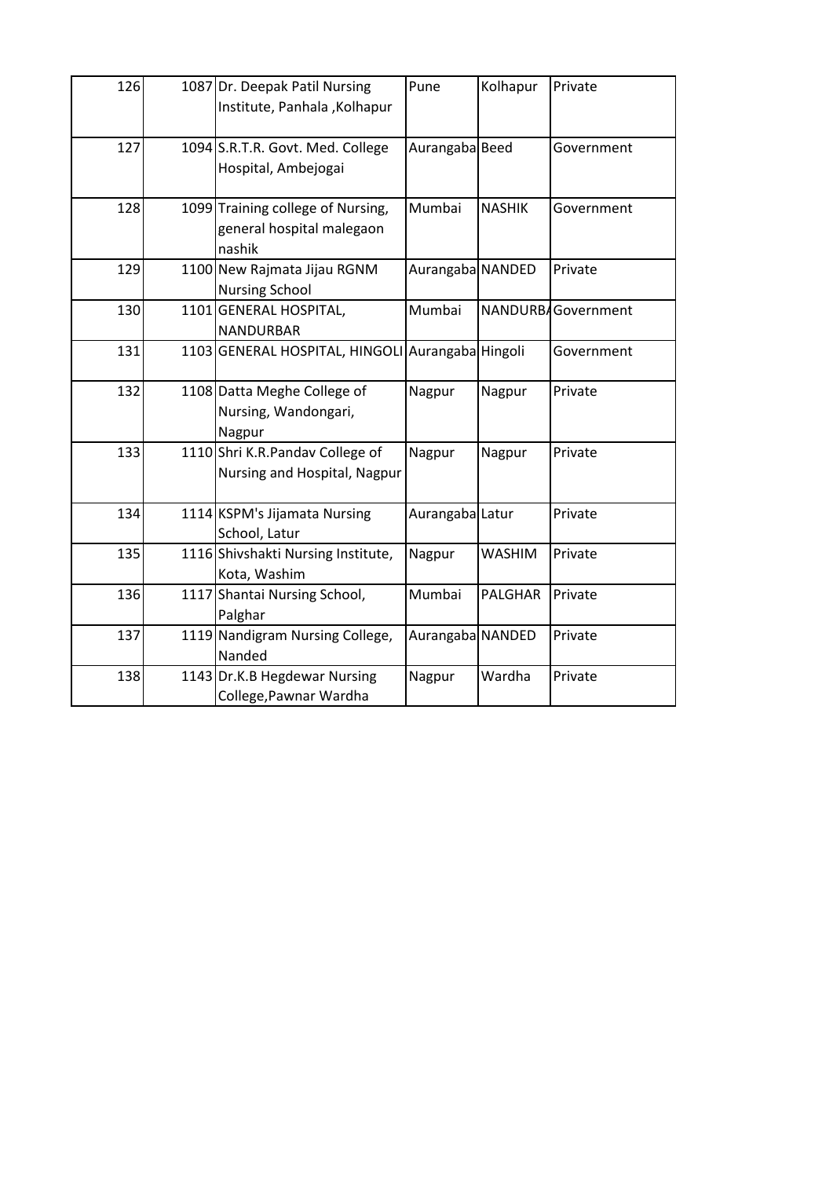| | | | | | |
|---|---|---|---|---|---|
| 126 | 1087 | Dr. Deepak Patil Nursing Institute, Panhala ,Kolhapur | Pune | Kolhapur | Private |
| 127 | 1094 | S.R.T.R. Govt. Med. College Hospital, Ambejogai | Aurangaba | Beed | Government |
| 128 | 1099 | Training college of Nursing, general hospital malegaon nashik | Mumbai | NASHIK | Government |
| 129 | 1100 | New Rajmata Jijau RGNM Nursing School | Aurangaba | NANDED | Private |
| 130 | 1101 | GENERAL HOSPITAL, NANDURBAR | Mumbai | NANDURBA | Government |
| 131 | 1103 | GENERAL HOSPITAL, HINGOLI | Aurangaba | Hingoli | Government |
| 132 | 1108 | Datta Meghe College of Nursing, Wandongari, Nagpur | Nagpur | Nagpur | Private |
| 133 | 1110 | Shri K.R.Pandav College of Nursing and Hospital, Nagpur | Nagpur | Nagpur | Private |
| 134 | 1114 | KSPM's Jijamata Nursing School, Latur | Aurangaba | Latur | Private |
| 135 | 1116 | Shivshakti Nursing Institute, Kota, Washim | Nagpur | WASHIM | Private |
| 136 | 1117 | Shantai Nursing School, Palghar | Mumbai | PALGHAR | Private |
| 137 | 1119 | Nandigram Nursing College, Nanded | Aurangaba | NANDED | Private |
| 138 | 1143 | Dr.K.B Hegdewar Nursing College,Pawnar Wardha | Nagpur | Wardha | Private |